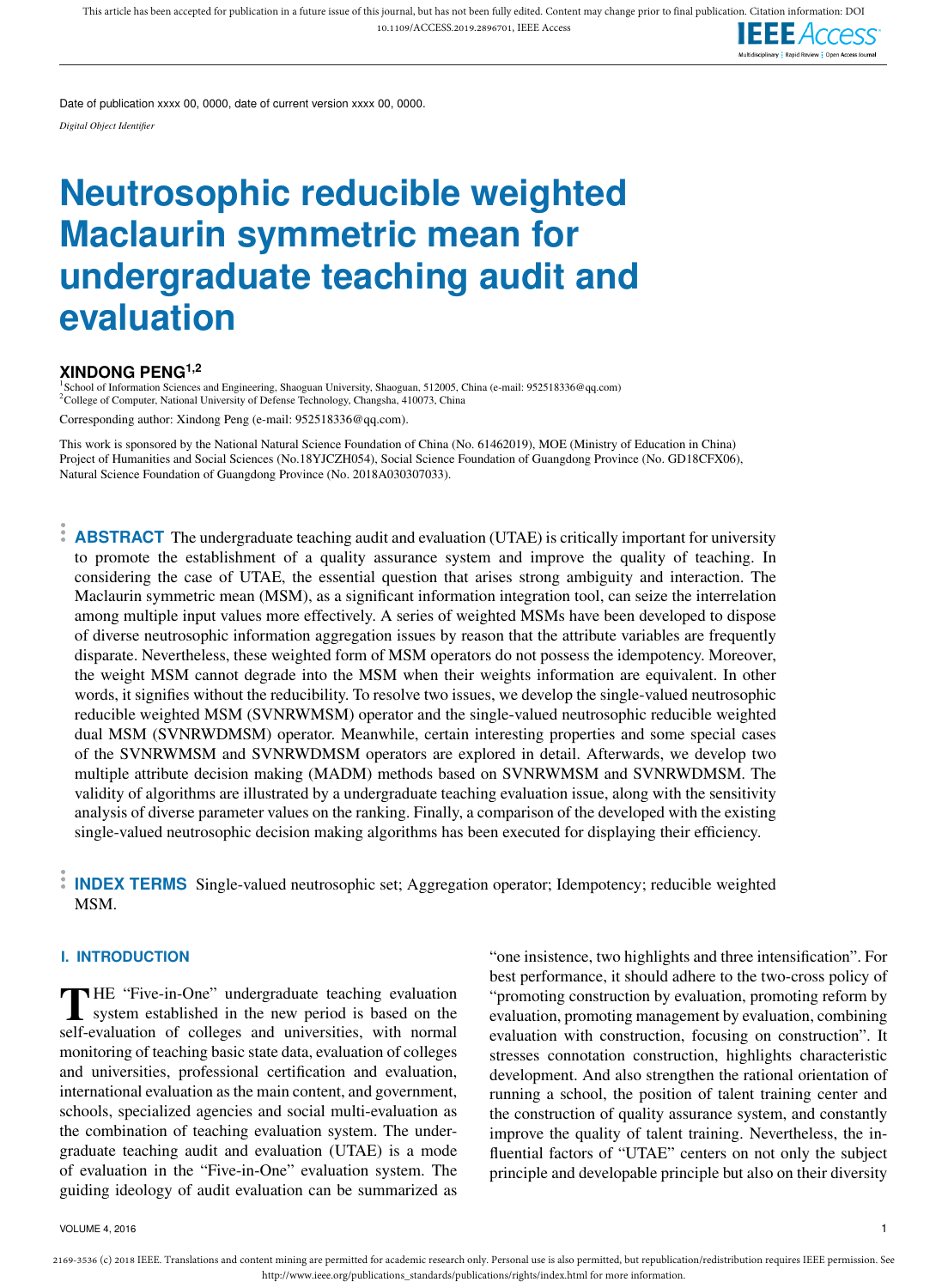Date of publication xxxx 00, 0000, date of current version xxxx 00, 0000.

*Digital Object Identifier*

# Neutrosophic reducible weighted Maclaurin symmetric mean for undergraduate teaching audit and evaluation

**XINDONG PENG**[1,2]

[1]School of Information Sciences and Engineering, Shaoguan University, Shaoguan, 512005, China (e-mail: 952518336@qq.com)
[2]College of Computer, National University of Defense Technology, Changsha, 410073, China

Corresponding author: Xindong Peng (e-mail: 952518336@qq.com).

This work is sponsored by the National Natural Science Foundation of China (No. 61462019), MOE (Ministry of Education in China) Project of Humanities and Social Sciences (No.18YJCZH054), Social Science Foundation of Guangdong Province (No. GD18CFX06), Natural Science Foundation of Guangdong Province (No. 2018A030307033).

**ABSTRACT** The undergraduate teaching audit and evaluation (UTAE) is critically important for university to promote the establishment of a quality assurance system and improve the quality of teaching. In considering the case of UTAE, the essential question that arises strong ambiguity and interaction. The Maclaurin symmetric mean (MSM), as a significant information integration tool, can seize the interrelation among multiple input values more effectively. A series of weighted MSMs have been developed to dispose of diverse neutrosophic information aggregation issues by reason that the attribute variables are frequently disparate. Nevertheless, these weighted form of MSM operators do not possess the idempotency. Moreover, the weight MSM cannot degrade into the MSM when their weights information are equivalent. In other words, it signifies without the reducibility. To resolve two issues, we develop the single-valued neutrosophic reducible weighted MSM (SVNRWMSM) operator and the single-valued neutrosophic reducible weighted dual MSM (SVNRWDMSM) operator. Meanwhile, certain interesting properties and some special cases of the SVNRWMSM and SVNRWDMSM operators are explored in detail. Afterwards, we develop two multiple attribute decision making (MADM) methods based on SVNRWMSM and SVNRWDMSM. The validity of algorithms are illustrated by a undergraduate teaching evaluation issue, along with the sensitivity analysis of diverse parameter values on the ranking. Finally, a comparison of the developed with the existing single-valued neutrosophic decision making algorithms has been executed for displaying their efficiency.

**INDEX TERMS** Single-valued neutrosophic set; Aggregation operator; Idempotency; reducible weighted MSM.

## I. INTRODUCTION

THE "Five-in-One" undergraduate teaching evaluation system established in the new period is based on the self-evaluation of colleges and universities, with normal monitoring of teaching basic state data, evaluation of colleges and universities, professional certification and evaluation, international evaluation as the main content, and government, schools, specialized agencies and social multi-evaluation as the combination of teaching evaluation system. The undergraduate teaching audit and evaluation (UTAE) is a mode of evaluation in the "Five-in-One" evaluation system. The guiding ideology of audit evaluation can be summarized as "one insistence, two highlights and three intensification". For best performance, it should adhere to the two-cross policy of "promoting construction by evaluation, promoting reform by evaluation, promoting management by evaluation, combining evaluation with construction, focusing on construction". It stresses connotation construction, highlights characteristic development. And also strengthen the rational orientation of running a school, the position of talent training center and the construction of quality assurance system, and constantly improve the quality of talent training. Nevertheless, the influential factors of "UTAE" centers on not only the subject principle and developable principle but also on their diversity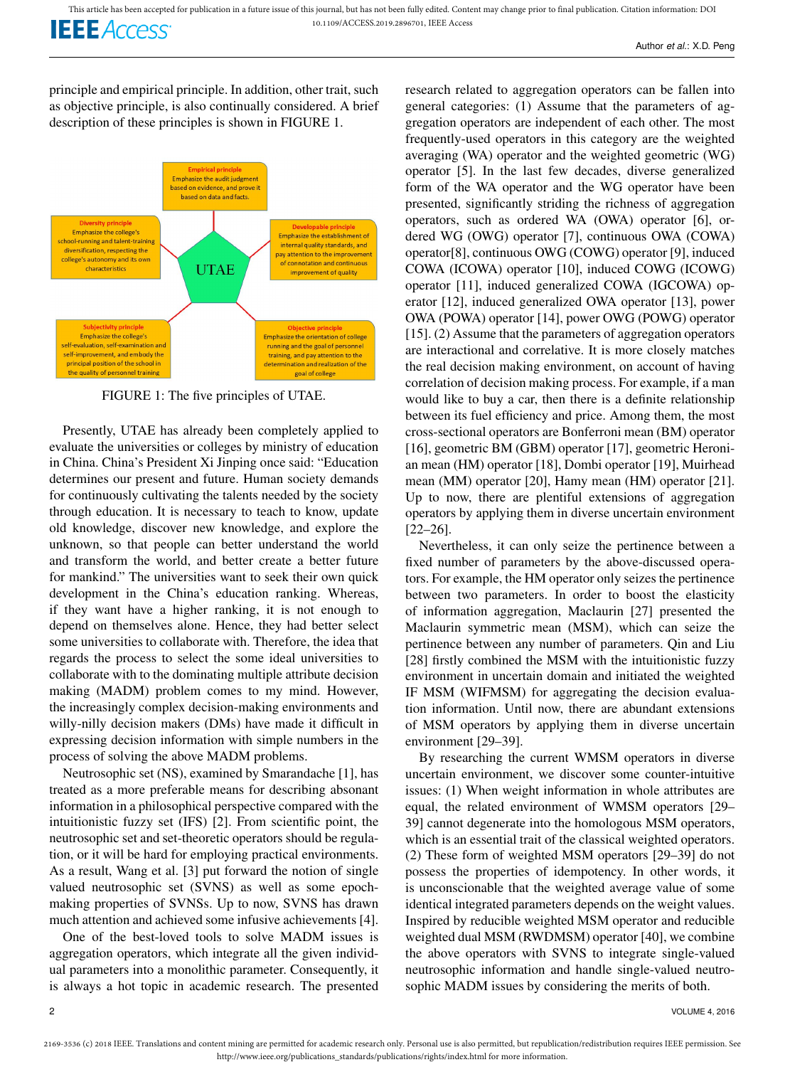principle and empirical principle. In addition, other trait, such as objective principle, is also continually considered. A brief description of these principles is shown in FIGURE 1.

FIGURE 1: The five principles of UTAE.

Presently, UTAE has already been completely applied to evaluate the universities or colleges by ministry of education in China. China's President Xi Jinping once said: "Education determines our present and future. Human society demands for continuously cultivating the talents needed by the society through education. It is necessary to teach to know, update old knowledge, discover new knowledge, and explore the unknown, so that people can better understand the world and transform the world, and better create a better future for mankind." The universities want to seek their own quick development in the China's education ranking. Whereas, if they want have a higher ranking, it is not enough to depend on themselves alone. Hence, they had better select some universities to collaborate with. Therefore, the idea that regards the process to select the some ideal universities to collaborate with to the dominating multiple attribute decision making (MADM) problem comes to my mind. However, the increasingly complex decision-making environments and willy-nilly decision makers (DMs) have made it difficult in expressing decision information with simple numbers in the process of solving the above MADM problems.

Neutrosophic set (NS), examined by Smarandache [1], has treated as a more preferable means for describing absonant information in a philosophical perspective compared with the intuitionistic fuzzy set (IFS) [2]. From scientific point, the neutrosophic set and set-theoretic operators should be regulation, or it will be hard for employing practical environments. As a result, Wang et al. [3] put forward the notion of single valued neutrosophic set (SVNS) as well as some epoch-making properties of SVNSs. Up to now, SVNS has drawn much attention and achieved some infusive achievements [4].

One of the best-loved tools to solve MADM issues is aggregation operators, which integrate all the given individual parameters into a monolithic parameter. Consequently, it is always a hot topic in academic research. The presented research related to aggregation operators can be fallen into general categories: (1) Assume that the parameters of aggregation operators are independent of each other. The most frequently-used operators in this category are the weighted averaging (WA) operator and the weighted geometric (WG) operator [5]. In the last few decades, diverse generalized form of the WA operator and the WG operator have been presented, significantly striding the richness of aggregation operators, such as ordered WA (OWA) operator [6], ordered WG (OWG) operator [7], continuous OWA (COWA) operator[8], continuous OWG (COWG) operator [9], induced COWA (ICOWA) operator [10], induced COWG (ICOWG) operator [11], induced generalized COWA (IGCOWA) operator [12], induced generalized OWA operator [13], power OWA (POWA) operator [14], power OWG (POWG) operator [15]. (2) Assume that the parameters of aggregation operators are interactional and correlative. It is more closely matches the real decision making environment, on account of having correlation of decision making process. For example, if a man would like to buy a car, then there is a definite relationship between its fuel efficiency and price. Among them, the most cross-sectional operators are Bonferroni mean (BM) operator [16], geometric BM (GBM) operator [17], geometric Heronian mean (HM) operator [18], Dombi operator [19], Muirhead mean (MM) operator [20], Hamy mean (HM) operator [21]. Up to now, there are plentiful extensions of aggregation operators by applying them in diverse uncertain environment [22–26].

Nevertheless, it can only seize the pertinence between a fixed number of parameters by the above-discussed operators. For example, the HM operator only seizes the pertinence between two parameters. In order to boost the elasticity of information aggregation, Maclaurin [27] presented the Maclaurin symmetric mean (MSM), which can seize the pertinence between any number of parameters. Qin and Liu [28] firstly combined the MSM with the intuitionistic fuzzy environment in uncertain domain and initiated the weighted IF MSM (WIFMSM) for aggregating the decision evaluation information. Until now, there are abundant extensions of MSM operators by applying them in diverse uncertain environment [29–39].

By researching the current WMSM operators in diverse uncertain environment, we discover some counter-intuitive issues: (1) When weight information in whole attributes are equal, the related environment of WMSM operators [29–39] cannot degenerate into the homologous MSM operators, which is an essential trait of the classical weighted operators. (2) These form of weighted MSM operators [29–39] do not possess the properties of idempotency. In other words, it is unconscionable that the weighted average value of some identical integrated parameters depends on the weight values. Inspired by reducible weighted MSM operator and reducible weighted dual MSM (RWDMSM) operator [40], we combine the above operators with SVNS to integrate single-valued neutrosophic information and handle single-valued neutrosophic MADM issues by considering the merits of both.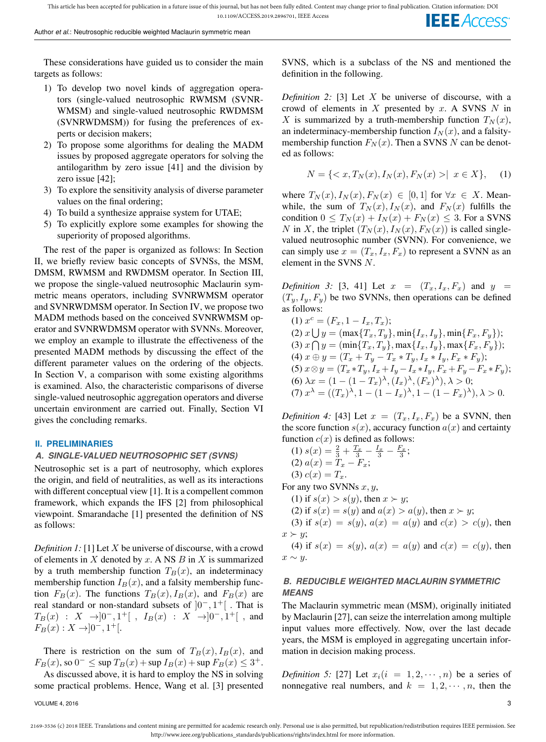These considerations have guided us to consider the main targets as follows:

1) To develop two novel kinds of aggregation operators (single-valued neutrosophic RWMSM (SVNRWMSM) and single-valued neutrosophic RWDMSM (SVNRWDMSM)) for fusing the preferences of experts or decision makers;
2) To propose some algorithms for dealing the MADM issues by proposed aggregate operators for solving the antilogarithm by zero issue [41] and the division by zero issue [42];
3) To explore the sensitivity analysis of diverse parameter values on the final ordering;
4) To build a synthesize appraise system for UTAE;
5) To explicitly explore some examples for showing the superiority of proposed algorithms.

The rest of the paper is organized as follows: In Section II, we briefly review basic concepts of SVNSs, the MSM, DMSM, RWMSM and RWDMSM operator. In Section III, we propose the single-valued neutrosophic Maclaurin symmetric means operators, including SVNRWMSM operator and SVNRWDMSM operator. In Section IV, we propose two MADM methods based on the conceived SVNRWMSM operator and SVNRWDMSM operator with SVNSs. Moreover, we employ an example to illustrate the effectiveness of the presented MADM methods by discussing the effect of the different parameter values on the ordering of the objects. In Section V, a comparison with some existing algorithms is examined. Also, the characteristic comparisons of diverse single-valued neutrosophic aggregation operators and diverse uncertain environment are carried out. Finally, Section VI gives the concluding remarks.

## II. PRELIMINARIES

### A. SINGLE-VALUED NEUTROSOPHIC SET (SVNS)

Neutrosophic set is a part of neutrosophy, which explores the origin, and field of neutralities, as well as its interactions with different conceptual view [1]. It is a compellent common framework, which expands the IFS [2] from philosophical viewpoint. Smarandache [1] presented the definition of NS as follows:

*Definition 1:* [1] Let $X$ be universe of discourse, with a crowd of elements in $X$ denoted by $x$. A NS $B$ in $X$ is summarized by a truth membership function $T_B(x)$, an indeterminacy membership function $I_B(x)$, and a falsity membership function $F_B(x)$. The functions $T_B(x), I_B(x)$, and $F_B(x)$ are real standard or non-standard subsets of $]0^-, 1^+[$ . That is $T_B(x) : X \rightarrow ]0^-, 1^+[$ , $I_B(x) : X \rightarrow ]0^-, 1^+[$ , and $F_B(x) : X \rightarrow ]0^-, 1^+[$.

There is restriction on the sum of $T_B(x), I_B(x)$, and $F_B(x)$, so $0^- \leq \sup T_B(x) + \sup I_B(x) + \sup F_B(x) \leq 3^+$.

As discussed above, it is hard to employ the NS in solving some practical problems. Hence, Wang et al. [3] presented SVNS, which is a subclass of the NS and mentioned the definition in the following.

*Definition 2:* [3] Let $X$ be universe of discourse, with a crowd of elements in $X$ presented by $x$. A SVNS $N$ in $X$ is summarized by a truth-membership function $T_N(x)$, an indeterminacy-membership function $I_N(x)$, and a falsity-membership function $F_N(x)$. Then a SVNS $N$ can be denoted as follows:

$$N = \{< x, T_N(x), I_N(x), F_N(x) > | \ x \in X\}, \quad (1)$$

where $T_N(x), I_N(x), F_N(x) \in [0, 1]$ for $\forall x \in X$. Meanwhile, the sum of $T_N(x), I_N(x)$, and $F_N(x)$ fulfills the condition $0 \leq T_N(x) + I_N(x) + F_N(x) \leq 3$. For a SVNS $N$ in $X$, the triplet $(T_N(x), I_N(x), F_N(x))$ is called single-valued neutrosophic number (SVNN). For convenience, we can simply use $x = (T_x, I_x, F_x)$ to represent a SVNN as an element in the SVNS $N$.

*Definition 3:* [3, 41] Let $x = (T_x, I_x, F_x)$ and $y = (T_y, I_y, F_y)$ be two SVNNs, then operations can be defined as follows:

(1) $x^c = (F_x, 1 - I_x, T_x)$;
(2) $x \bigcup y = (\max\{T_x, T_y\}, \min\{I_x, I_y\}, \min\{F_x, F_y\})$;
(3) $x \bigcap y = (\min\{T_x, T_y\}, \max\{I_x, I_y\}, \max\{F_x, F_y\})$;
(4) $x \oplus y = (T_x + T_y - T_x * T_y, I_x * I_y, F_x * F_y)$;
(5) $x \otimes y = (T_x * T_y, I_x + I_y - I_x * I_y, F_x + F_y - F_x * F_y)$;
(6) $\lambda x = (1 - (1 - T_x)^\lambda, (I_x)^\lambda, (F_x)^\lambda), \lambda > 0$;
(7) $x^\lambda = ((T_x)^\lambda, 1 - (1 - I_x)^\lambda, 1 - (1 - F_x)^\lambda), \lambda > 0$.

*Definition 4:* [43] Let $x = (T_x, I_x, F_x)$ be a SVNN, then the score function $s(x)$, accuracy function $a(x)$ and certainty function $c(x)$ is defined as follows:

(1) $s(x) = \frac{2}{3} + \frac{T_x}{3} - \frac{I_x}{3} - \frac{F_x}{3}$;
(2) $a(x) = T_x - F_x$;
(3) $c(x) = T_x$.

For any two SVNNs $x, y$,

(1) if $s(x) > s(y)$, then $x \succ y$;
(2) if $s(x) = s(y)$ and $a(x) > a(y)$, then $x \succ y$;
(3) if $s(x) = s(y)$, $a(x) = a(y)$ and $c(x) > c(y)$, then $x \succ y$;
(4) if $s(x) = s(y)$, $a(x) = a(y)$ and $c(x) = c(y)$, then $x \sim y$.

### B. REDUCIBLE WEIGHTED MACLAURIN SYMMETRIC MEANS

The Maclaurin symmetric mean (MSM), originally initiated by Maclaurin [27], can seize the interrelation among multiple input values more effectively. Now, over the last decade years, the MSM is employed in aggregating uncertain information in decision making process.

*Definition 5:* [27] Let $x_i (i = 1, 2, \cdots, n)$ be a series of nonnegative real numbers, and $k = 1, 2, \cdots, n$, then the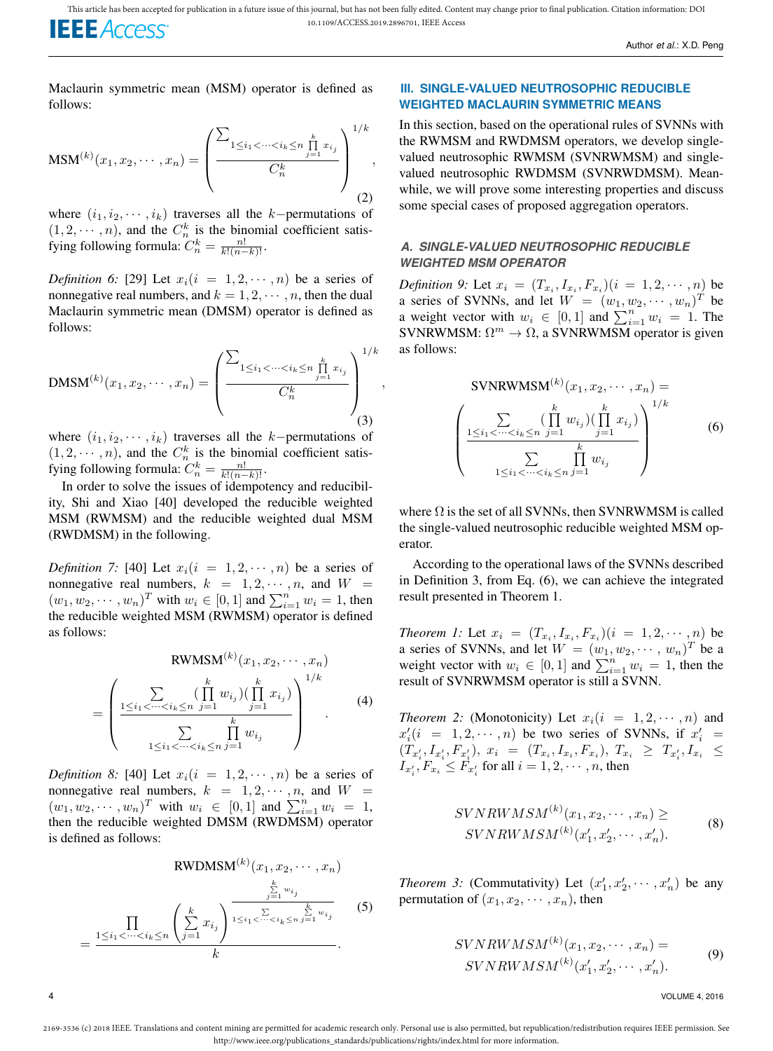Maclaurin symmetric mean (MSM) operator is defined as follows:

$$\text{MSM}^{(k)}(x_1, x_2, \cdots, x_n) = \left( \frac{\sum_{1 \le i_1 < \cdots < i_k \le n} \prod_{j=1}^{k} x_{i_j}}{C_n^k} \right)^{1/k}, \tag{2}$$

where $(i_1, i_2, \cdots, i_k)$ traverses all the $k-$permutations of $(1, 2, \cdots, n)$, and the $C_n^k$ is the binomial coefficient satisfying following formula: $C_n^k = \frac{n!}{k!(n-k)!}$.

*Definition 6:* [29] Let $x_i (i = 1, 2, \cdots, n)$ be a series of nonnegative real numbers, and $k = 1, 2, \cdots, n$, then the dual Maclaurin symmetric mean (DMSM) operator is defined as follows:

$$\text{DMSM}^{(k)}(x_1, x_2, \cdots, x_n) = \left( \frac{\sum_{1 \le i_1 < \cdots < i_k \le n} \prod_{j=1}^{k} x_{i_j}}{C_n^k} \right)^{1/k}, \tag{3}$$

where $(i_1, i_2, \cdots, i_k)$ traverses all the $k-$permutations of $(1, 2, \cdots, n)$, and the $C_n^k$ is the binomial coefficient satisfying following formula: $C_n^k = \frac{n!}{k!(n-k)!}$.

In order to solve the issues of idempotency and reducibility, Shi and Xiao [40] developed the reducible weighted MSM (RWMSM) and the reducible weighted dual MSM (RWDMSM) in the following.

*Definition 7:* [40] Let $x_i (i = 1, 2, \cdots, n)$ be a series of nonnegative real numbers, $k = 1, 2, \cdots, n$, and $W = (w_1, w_2, \cdots, w_n)^T$ with $w_i \in [0, 1]$ and $\sum_{i=1}^{n} w_i = 1$, then the reducible weighted MSM (RWMSM) operator is defined as follows:

$$\text{RWMSM}^{(k)}(x_1, x_2, \cdots, x_n) = \left( \frac{\sum_{1 \le i_1 < \cdots < i_k \le n} (\prod_{j=1}^{k} w_{i_j})(\prod_{j=1}^{k} x_{i_j})}{\sum_{1 \le i_1 < \cdots < i_k \le n} \prod_{j=1}^{k} w_{i_j}} \right)^{1/k}. \tag{4}$$

*Definition 8:* [40] Let $x_i (i = 1, 2, \cdots, n)$ be a series of nonnegative real numbers, $k = 1, 2, \cdots, n$, and $W = (w_1, w_2, \cdots, w_n)^T$ with $w_i \in [0, 1]$ and $\sum_{i=1}^{n} w_i = 1$, then the reducible weighted DMSM (RWDMSM) operator is defined as follows:

$$\text{RWDMSM}^{(k)}(x_1, x_2, \cdots, x_n) = \frac{\prod_{1 \le i_1 < \cdots < i_k \le n} \left( \sum_{j=1}^{k} x_{i_j} \right)^{\frac{\sum_{j=1}^{k} w_{i_j}}{\sum_{1 \le i_1 < \cdots < i_k \le n} \sum_{j=1}^{k} w_{i_j}}}}{k}. \tag{5}$$

## III. SINGLE-VALUED NEUTROSOPHIC REDUCIBLE WEIGHTED MACLAURIN SYMMETRIC MEANS

In this section, based on the operational rules of SVNNs with the RWMSM and RWDMSM operators, we develop single-valued neutrosophic RWMSM (SVNRWMSM) and single-valued neutrosophic RWDMSM (SVNRWDMSM). Meanwhile, we will prove some interesting properties and discuss some special cases of proposed aggregation operators.

### A. SINGLE-VALUED NEUTROSOPHIC REDUCIBLE WEIGHTED MSM OPERATOR

*Definition 9:* Let $x_i = (T_{x_i}, I_{x_i}, F_{x_i}) (i = 1, 2, \cdots, n)$ be a series of SVNNs, and let $W = (w_1, w_2, \cdots, w_n)^T$ be a weight vector with $w_i \in [0, 1]$ and $\sum_{i=1}^{n} w_i = 1$. The SVNRWMSM: $\Omega^m \to \Omega$, a SVNRWMSM operator is given as follows:

$$\text{SVNRWMSM}^{(k)}(x_1, x_2, \cdots, x_n) = \left( \frac{\sum_{1 \le i_1 < \cdots < i_k \le n} (\prod_{j=1}^{k} w_{i_j})(\prod_{j=1}^{k} x_{i_j})}{\sum_{1 \le i_1 < \cdots < i_k \le n} \prod_{j=1}^{k} w_{i_j}} \right)^{1/k} \tag{6}$$

where $\Omega$ is the set of all SVNNs, then SVNRWMSM is called the single-valued neutrosophic reducible weighted MSM operator.

According to the operational laws of the SVNNs described in Definition 3, from Eq. (6), we can achieve the integrated result presented in Theorem 1.

*Theorem 1:* Let $x_i = (T_{x_i}, I_{x_i}, F_{x_i}) (i = 1, 2, \cdots, n)$ be a series of SVNNs, and let $W = (w_1, w_2, \cdots, w_n)^T$ be a weight vector with $w_i \in [0, 1]$ and $\sum_{i=1}^{n} w_i = 1$, then the result of SVNRWMSM operator is still a SVNN.

*Theorem 2:* (Monotonicity) Let $x_i (i = 1, 2, \cdots, n)$ and $x'_i (i = 1, 2, \cdots, n)$ be two series of SVNNs, if $x'_i = (T_{x'_i}, I_{x'_i}, F_{x'_i})$, $x_i = (T_{x_i}, I_{x_i}, F_{x_i})$, $T_{x_i} \ge T_{x'_i}, I_{x_i} \le I_{x'_i}, F_{x_i} \le F_{x'_i}$ for all $i = 1, 2, \cdots, n$, then

$$SVNRWMSM^{(k)}(x_1, x_2, \cdots, x_n) \ge SVNRWMSM^{(k)}(x'_1, x'_2, \cdots, x'_n). \tag{8}$$

*Theorem 3:* (Commutativity) Let $(x'_1, x'_2, \cdots, x'_n)$ be any permutation of $(x_1, x_2, \cdots, x_n)$, then

$$SVNRWMSM^{(k)}(x_1, x_2, \cdots, x_n) = SVNRWMSM^{(k)}(x'_1, x'_2, \cdots, x'_n). \tag{9}$$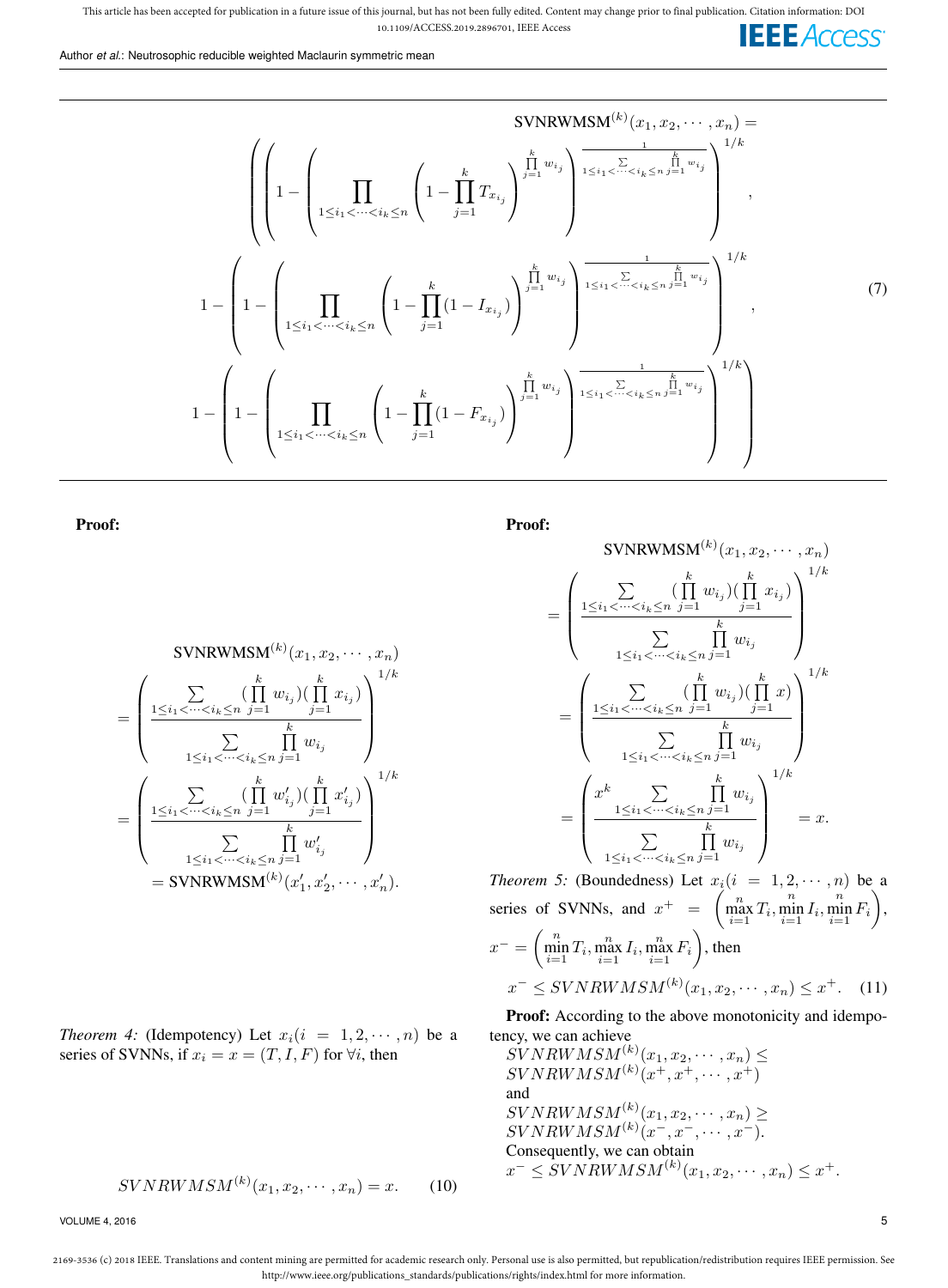$$
\mathrm{SVNRWMSM}^{(k)}(x_1, x_2, \cdots, x_n) = \left( \left( 1 - \left( \prod_{1 \le i_1 < \cdots < i_k \le n} \left( 1 - \prod_{j=1}^{k} T_{x_{i_j}} \right)^{\prod_{j=1}^{k} w_{i_j}} \right)^{\frac{1}{\sum_{1 \le i_1 < \cdots < i_k \le n} \prod_{j=1}^{k} w_{i_j}}} \right)^{1/k}, \right.
$$

$$
1 - \left( 1 - \left( \prod_{1 \le i_1 < \cdots < i_k \le n} \left( 1 - \prod_{j=1}^{k} (1 - I_{x_{i_j}}) \right)^{\prod_{j=1}^{k} w_{i_j}} \right)^{\frac{1}{\sum_{1 \le i_1 < \cdots < i_k \le n} \prod_{j=1}^{k} w_{i_j}}} \right)^{1/k},
\tag{7}
$$

$$
\left. 1 - \left( 1 - \left( \prod_{1 \le i_1 < \cdots < i_k \le n} \left( 1 - \prod_{j=1}^{k} (1 - F_{x_{i_j}}) \right)^{\prod_{j=1}^{k} w_{i_j}} \right)^{\frac{1}{\sum_{1 \le i_1 < \cdots < i_k \le n} \prod_{j=1}^{k} w_{i_j}}} \right)^{1/k} \right)
$$

**Proof:**

$$
\begin{aligned}
&\mathrm{SVNRWMSM}^{(k)}(x_1, x_2, \cdots, x_n) \\
&= \left( \frac{\sum_{1 \le i_1 < \cdots < i_k \le n} (\prod_{j=1}^{k} w_{i_j})(\prod_{j=1}^{k} x_{i_j})}{\sum_{1 \le i_1 < \cdots < i_k \le n} \prod_{j=1}^{k} w_{i_j}} \right)^{1/k} \\
&= \left( \frac{\sum_{1 \le i_1 < \cdots < i_k \le n} (\prod_{j=1}^{k} w'_{i_j})(\prod_{j=1}^{k} x'_{i_j})}{\sum_{1 \le i_1 < \cdots < i_k \le n} \prod_{j=1}^{k} w'_{i_j}} \right)^{1/k} \\
&= \mathrm{SVNRWMSM}^{(k)}(x'_1, x'_2, \cdots, x'_n).
\end{aligned}
$$

*Theorem 4:* (Idempotency) Let $x_i (i = 1, 2, \cdots, n)$ be a series of SVNNs, if $x_i = x = (T, I, F)$ for $\forall i$, then

$$
SVNRWMSM^{(k)}(x_1, x_2, \cdots, x_n) = x. \tag{10}
$$

**Proof:**

$$
\begin{aligned}
&\mathrm{SVNRWMSM}^{(k)}(x_1, x_2, \cdots, x_n) \\
&= \left( \frac{\sum_{1 \le i_1 < \cdots < i_k \le n} (\prod_{j=1}^{k} w_{i_j})(\prod_{j=1}^{k} x_{i_j})}{\sum_{1 \le i_1 < \cdots < i_k \le n} \prod_{j=1}^{k} w_{i_j}} \right)^{1/k} \\
&= \left( \frac{\sum_{1 \le i_1 < \cdots < i_k \le n} (\prod_{j=1}^{k} w_{i_j})(\prod_{j=1}^{k} x)}{\sum_{1 \le i_1 < \cdots < i_k \le n} \prod_{j=1}^{k} w_{i_j}} \right)^{1/k} \\
&= \left( \frac{x^k \sum_{1 \le i_1 < \cdots < i_k \le n} \prod_{j=1}^{k} w_{i_j}}{\sum_{1 \le i_1 < \cdots < i_k \le n} \prod_{j=1}^{k} w_{i_j}} \right)^{1/k} = x.
\end{aligned}
$$

*Theorem 5:* (Boundedness) Let $x_i (i = 1, 2, \cdots, n)$ be a series of SVNNs, and $x^+ = \left( \max_{i=1}^{n} T_i, \min_{i=1}^{n} I_i, \min_{i=1}^{n} F_i \right)$, $x^- = \left( \min_{i=1}^{n} T_i, \max_{i=1}^{n} I_i, \max_{i=1}^{n} F_i \right)$, then

$$
x^- \le SVNRWMSM^{(k)}(x_1, x_2, \cdots, x_n) \le x^+. \tag{11}
$$

**Proof:** According to the above monotonicity and idempotency, we can achieve
$SVNRWMSM^{(k)}(x_1, x_2, \cdots, x_n) \le SVNRWMSM^{(k)}(x^+, x^+, \cdots, x^+)$
and
$SVNRWMSM^{(k)}(x_1, x_2, \cdots, x_n) \ge SVNRWMSM^{(k)}(x^-, x^-, \cdots, x^-)$.
Consequently, we can obtain
$x^- \le SVNRWMSM^{(k)}(x_1, x_2, \cdots, x_n) \le x^+$.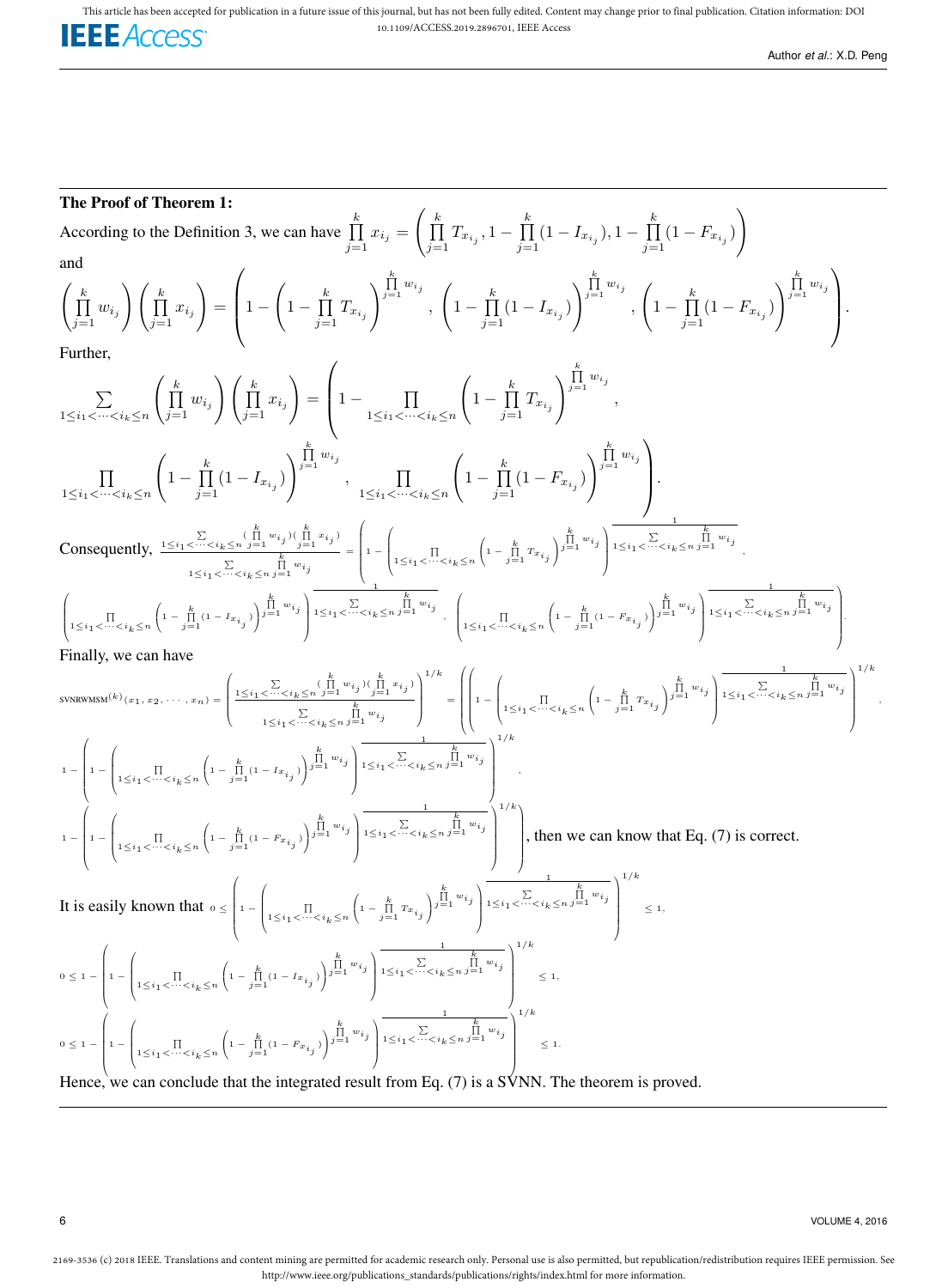**The Proof of Theorem 1:**

According to the Definition 3, we can have $\prod_{j=1}^{k} x_{i_j} = \left( \prod_{j=1}^{k} T_{x_{i_j}}, 1 - \prod_{j=1}^{k} (1 - I_{x_{i_j}}), 1 - \prod_{j=1}^{k} (1 - F_{x_{i_j}}) \right)$

and

$$\left( \prod_{j=1}^{k} w_{i_j} \right) \left( \prod_{j=1}^{k} x_{i_j} \right) = \left( 1 - \left( 1 - \prod_{j=1}^{k} T_{x_{i_j}} \right)^{\prod_{j=1}^{k} w_{i_j}}, \left( 1 - \prod_{j=1}^{k} (1 - I_{x_{i_j}}) \right)^{\prod_{j=1}^{k} w_{i_j}}, \left( 1 - \prod_{j=1}^{k} (1 - F_{x_{i_j}}) \right)^{\prod_{j=1}^{k} w_{i_j}} \right).$$

Further,

$$\sum_{1 \le i_1 < \cdots < i_k \le n} \left( \prod_{j=1}^{k} w_{i_j} \right) \left( \prod_{j=1}^{k} x_{i_j} \right) = \left( 1 - \prod_{1 \le i_1 < \cdots < i_k \le n} \left( 1 - \prod_{j=1}^{k} T_{x_{i_j}} \right)^{\prod_{j=1}^{k} w_{i_j}}, \right.$$

$$\left. \prod_{1 \le i_1 < \cdots < i_k \le n} \left( 1 - \prod_{j=1}^{k} (1 - I_{x_{i_j}}) \right)^{\prod_{j=1}^{k} w_{i_j}}, \prod_{1 \le i_1 < \cdots < i_k \le n} \left( 1 - \prod_{j=1}^{k} (1 - F_{x_{i_j}}) \right)^{\prod_{j=1}^{k} w_{i_j}} \right).$$

Consequently,
$$\frac{\sum_{1 \le i_1 < \cdots < i_k \le n} \left( \prod_{j=1}^{k} w_{i_j} \right) \left( \prod_{j=1}^{k} x_{i_j} \right)}{\sum_{1 \le i_1 < \cdots < i_k \le n} \prod_{j=1}^{k} w_{i_j}} = \left( 1 - \left( \prod_{1 \le i_1 < \cdots < i_k \le n} \left( 1 - \prod_{j=1}^{k} T_{x_{i_j}} \right)^{\prod_{j=1}^{k} w_{i_j}} \right)^{\frac{1}{\sum_{1 \le i_1 < \cdots < i_k \le n} \prod_{j=1}^{k} w_{i_j}}}, \right.$$

$$\left. \left( \prod_{1 \le i_1 < \cdots < i_k \le n} \left( 1 - \prod_{j=1}^{k} (1 - I_{x_{i_j}}) \right)^{\prod_{j=1}^{k} w_{i_j}} \right)^{\frac{1}{\sum_{1 \le i_1 < \cdots < i_k \le n} \prod_{j=1}^{k} w_{i_j}}}, \left( \prod_{1 \le i_1 < \cdots < i_k \le n} \left( 1 - \prod_{j=1}^{k} (1 - F_{x_{i_j}}) \right)^{\prod_{j=1}^{k} w_{i_j}} \right)^{\frac{1}{\sum_{1 \le i_1 < \cdots < i_k \le n} \prod_{j=1}^{k} w_{i_j}}} \right).$$

Finally, we can have

$$\text{SVNRWMSM}^{(k)}(x_1, x_2, \cdots, x_n) = \left( \frac{\sum_{1 \le i_1 < \cdots < i_k \le n} \left( \prod_{j=1}^{k} w_{i_j} \right) \left( \prod_{j=1}^{k} x_{i_j} \right)}{\sum_{1 \le i_1 < \cdots < i_k \le n} \prod_{j=1}^{k} w_{i_j}} \right)^{1/k} = \left( \left( 1 - \left( \prod_{1 \le i_1 < \cdots < i_k \le n} \left( 1 - \prod_{j=1}^{k} T_{x_{i_j}} \right)^{\prod_{j=1}^{k} w_{i_j}} \right)^{\frac{1}{\sum_{1 \le i_1 < \cdots < i_k \le n} \prod_{j=1}^{k} w_{i_j}}} \right)^{1/k}, \right.$$

$$1 - \left( 1 - \left( \prod_{1 \le i_1 < \cdots < i_k \le n} \left( 1 - \prod_{j=1}^{k} (1 - I_{x_{i_j}}) \right)^{\prod_{j=1}^{k} w_{i_j}} \right)^{\frac{1}{\sum_{1 \le i_1 < \cdots < i_k \le n} \prod_{j=1}^{k} w_{i_j}}} \right)^{1/k},$$

$$\left. 1 - \left( 1 - \left( \prod_{1 \le i_1 < \cdots < i_k \le n} \left( 1 - \prod_{j=1}^{k} (1 - F_{x_{i_j}}) \right)^{\prod_{j=1}^{k} w_{i_j}} \right)^{\frac{1}{\sum_{1 \le i_1 < \cdots < i_k \le n} \prod_{j=1}^{k} w_{i_j}}} \right)^{1/k} \right),$$

then we can know that Eq. (7) is correct.

It is easily known that
$$0 \le \left( 1 - \left( \prod_{1 \le i_1 < \cdots < i_k \le n} \left( 1 - \prod_{j=1}^{k} T_{x_{i_j}} \right)^{\prod_{j=1}^{k} w_{i_j}} \right)^{\frac{1}{\sum_{1 \le i_1 < \cdots < i_k \le n} \prod_{j=1}^{k} w_{i_j}}} \right)^{1/k} \le 1,$$

$$0 \le 1 - \left( 1 - \left( \prod_{1 \le i_1 < \cdots < i_k \le n} \left( 1 - \prod_{j=1}^{k} (1 - I_{x_{i_j}}) \right)^{\prod_{j=1}^{k} w_{i_j}} \right)^{\frac{1}{\sum_{1 \le i_1 < \cdots < i_k \le n} \prod_{j=1}^{k} w_{i_j}}} \right)^{1/k} \le 1,$$

$$0 \le 1 - \left( 1 - \left( \prod_{1 \le i_1 < \cdots < i_k \le n} \left( 1 - \prod_{j=1}^{k} (1 - F_{x_{i_j}}) \right)^{\prod_{j=1}^{k} w_{i_j}} \right)^{\frac{1}{\sum_{1 \le i_1 < \cdots < i_k \le n} \prod_{j=1}^{k} w_{i_j}}} \right)^{1/k} \le 1.$$

Hence, we can conclude that the integrated result from Eq. (7) is a SVNN. The theorem is proved.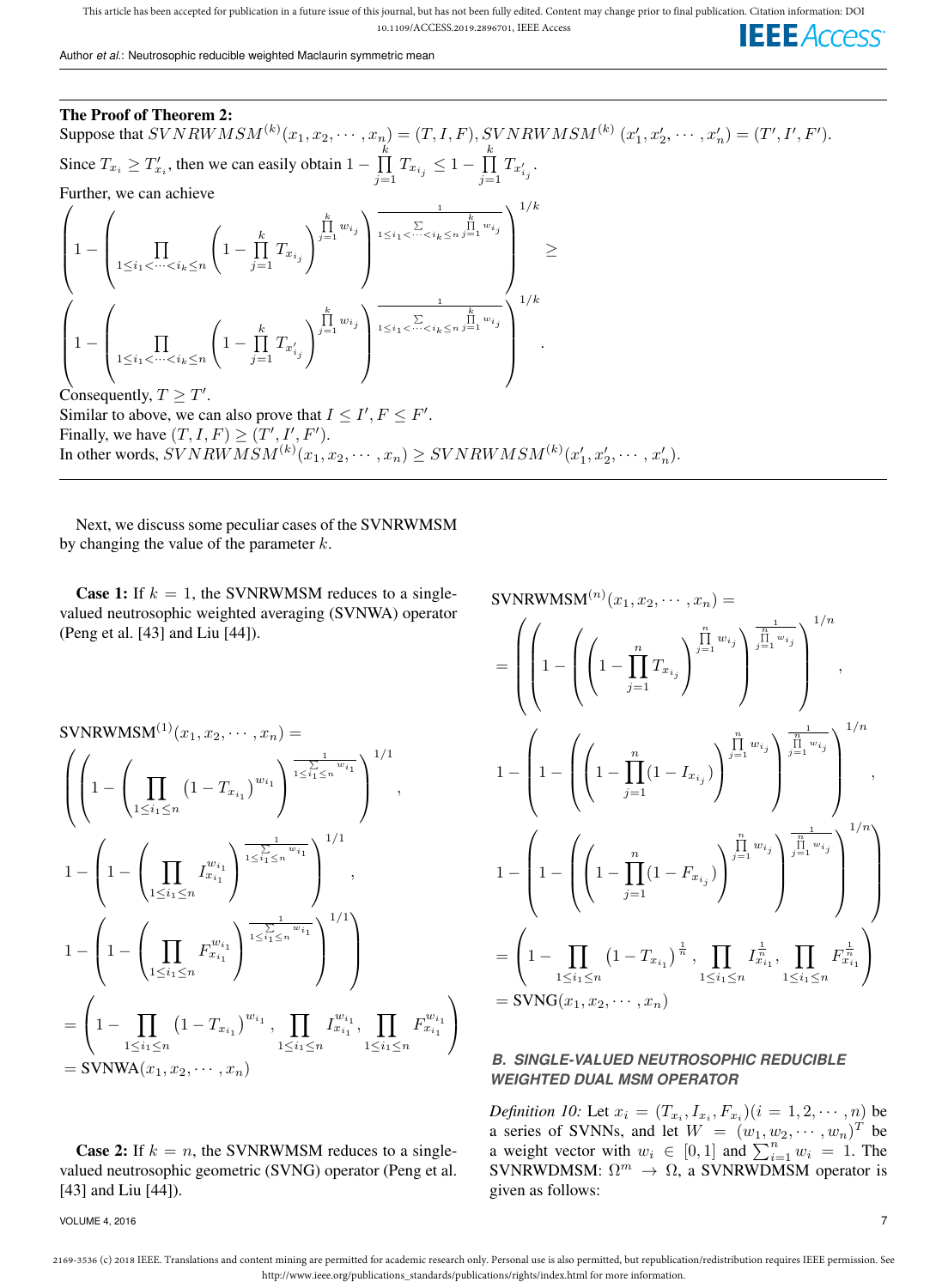**The Proof of Theorem 2:**
Suppose that $SVNRWMSM^{(k)}(x_1, x_2, \cdots, x_n) = (T, I, F)$, $SVNRWMSM^{(k)}(x_1', x_2', \cdots, x_n') = (T', I', F')$.
Since $T_{x_i} \geq T_{x_i}'$, then we can easily obtain $1 - \prod_{j=1}^{k} T_{x_{i_j}} \leq 1 - \prod_{j=1}^{k} T_{x_{i_j}'}$.
Further, we can achieve

$$\left(1 - \left(\prod_{1 \leq i_1 < \cdots < i_k \leq n} \left(1 - \prod_{j=1}^{k} T_{x_{i_j}}\right)^{\prod_{j=1}^{k} w_{i_j}}\right)^{\frac{1}{\sum_{1 \leq i_1 < \cdots < i_k \leq n} \prod_{j=1}^{k} w_{i_j}}}\right)^{1/k} \geq \left(1 - \left(\prod_{1 \leq i_1 < \cdots < i_k \leq n} \left(1 - \prod_{j=1}^{k} T_{x_{i_j}'}\right)^{\prod_{j=1}^{k} w_{i_j}}\right)^{\frac{1}{\sum_{1 \leq i_1 < \cdots < i_k \leq n} \prod_{j=1}^{k} w_{i_j}}}\right)^{1/k}.$$

Consequently, $T \geq T'$.
Similar to above, we can also prove that $I \leq I', F \leq F'$.
Finally, we have $(T, I, F) \geq (T', I', F')$.
In other words, $SVNRWMSM^{(k)}(x_1, x_2, \cdots, x_n) \geq SVNRWMSM^{(k)}(x_1', x_2', \cdots, x_n')$.

Next, we discuss some peculiar cases of the SVNRWMSM by changing the value of the parameter $k$.

**Case 1:** If $k = 1$, the SVNRWMSM reduces to a single-valued neutrosophic weighted averaging (SVNWA) operator (Peng et al. [43] and Liu [44]).

$$\begin{aligned}
&\text{SVNRWMSM}^{(1)}(x_1, x_2, \cdots, x_n) = \\
&\left(\left(1 - \left(\prod_{1 \leq i_1 \leq n} (1 - T_{x_{i_1}})^{w_{i_1}}\right)^{\frac{1}{\sum_{1 \leq i_1 \leq n} w_{i_1}}}\right)^{1/1}, \right.\\
&1 - \left(1 - \left(\prod_{1 \leq i_1 \leq n} I_{x_{i_1}}^{w_{i_1}}\right)^{\frac{1}{\sum_{1 \leq i_1 \leq n} w_{i_1}}}\right)^{1/1}, \\
&\left. 1 - \left(1 - \left(\prod_{1 \leq i_1 \leq n} F_{x_{i_1}}^{w_{i_1}}\right)^{\frac{1}{\sum_{1 \leq i_1 \leq n} w_{i_1}}}\right)^{1/1}\right) \\
&= \left(1 - \prod_{1 \leq i_1 \leq n} (1 - T_{x_{i_1}})^{w_{i_1}}, \prod_{1 \leq i_1 \leq n} I_{x_{i_1}}^{w_{i_1}}, \prod_{1 \leq i_1 \leq n} F_{x_{i_1}}^{w_{i_1}}\right) \\
&= \text{SVNWA}(x_1, x_2, \cdots, x_n)
\end{aligned}$$

**Case 2:** If $k = n$, the SVNRWMSM reduces to a single-valued neutrosophic geometric (SVNG) operator (Peng et al. [43] and Liu [44]).

$$\begin{aligned}
&\text{SVNRWMSM}^{(n)}(x_1, x_2, \cdots, x_n) = \\
&= \left(\left(1 - \left(\left(1 - \prod_{j=1}^{n} T_{x_{i_j}}\right)^{\prod_{j=1}^{n} w_{i_j}}\right)^{\frac{1}{\prod_{j=1}^{n} w_{i_j}}}\right)^{1/n}, \right.\\
&1 - \left(1 - \left(\left(1 - \prod_{j=1}^{n} (1 - I_{x_{i_j}})\right)^{\prod_{j=1}^{n} w_{i_j}}\right)^{\frac{1}{\prod_{j=1}^{n} w_{i_j}}}\right)^{1/n}, \\
&\left. 1 - \left(1 - \left(\left(1 - \prod_{j=1}^{n} (1 - F_{x_{i_j}})\right)^{\prod_{j=1}^{n} w_{i_j}}\right)^{\frac{1}{\prod_{j=1}^{n} w_{i_j}}}\right)^{1/n}\right) \\
&= \left(1 - \prod_{1 \leq i_1 \leq n} (1 - T_{x_{i_1}})^{\frac{1}{n}}, \prod_{1 \leq i_1 \leq n} I_{x_{i_1}}^{\frac{1}{n}}, \prod_{1 \leq i_1 \leq n} F_{x_{i_1}}^{\frac{1}{n}}\right) \\
&= \text{SVNG}(x_1, x_2, \cdots, x_n)
\end{aligned}$$

### B. SINGLE-VALUED NEUTROSOPHIC REDUCIBLE WEIGHTED DUAL MSM OPERATOR

*Definition 10:* Let $x_i = (T_{x_i}, I_{x_i}, F_{x_i}) (i = 1, 2, \cdots, n)$ be a series of SVNNs, and let $W = (w_1, w_2, \cdots, w_n)^T$ be a weight vector with $w_i \in [0, 1]$ and $\sum_{i=1}^{n} w_i = 1$. The SVNRWDMSM: $\Omega^m \rightarrow \Omega$, a SVNRWDMSM operator is given as follows: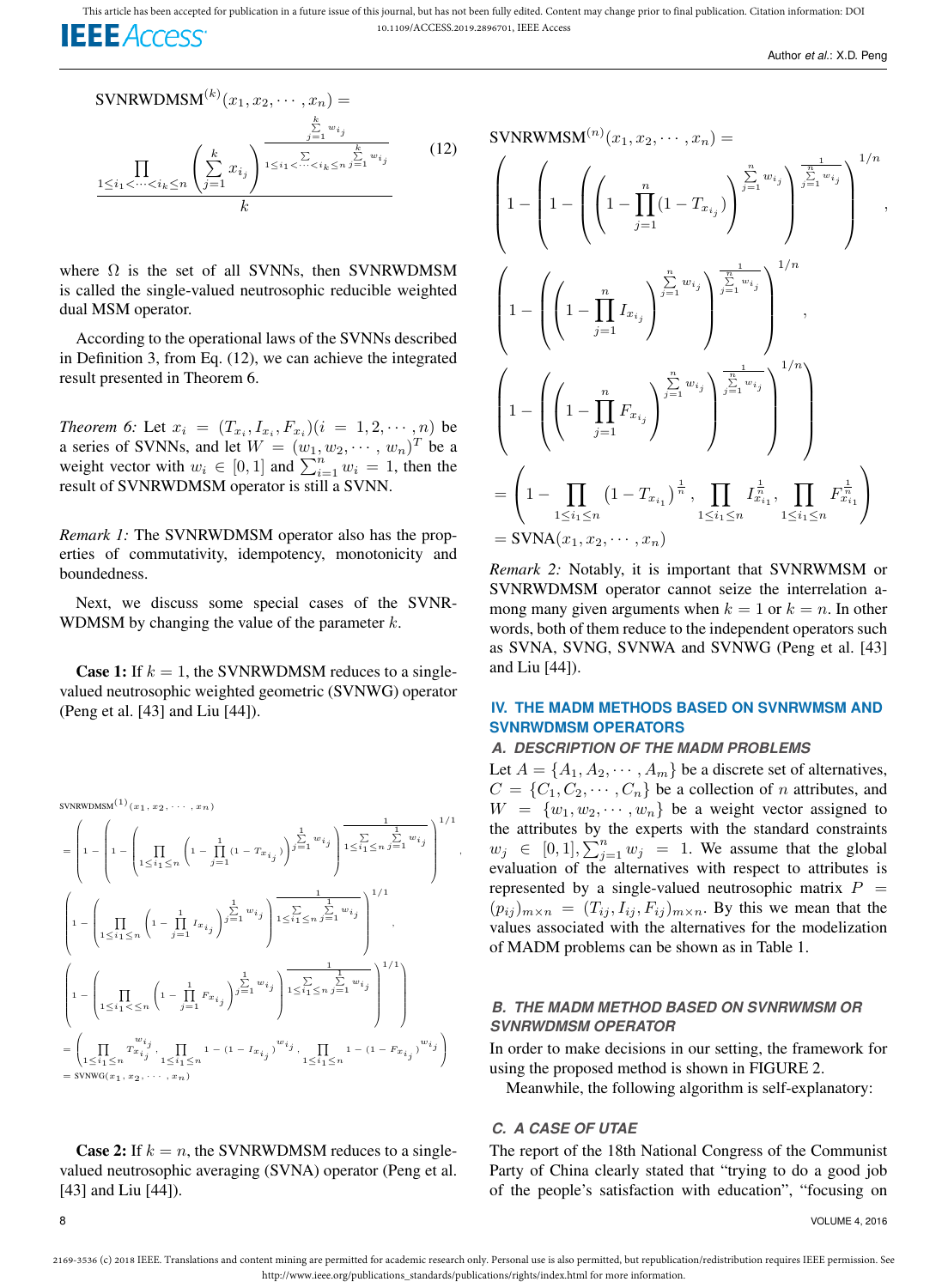$$\text{SVNRWDMSM}^{(k)}(x_1, x_2, \cdots, x_n) = \frac{\prod_{1 \le i_1 < \cdots < i_k \le n} \left( \sum_{j=1}^{k} x_{i_j} \right)^{\frac{\sum_{j=1}^{k} w_{i_j}}{\sum_{1 \le i_1 < \cdots < i_k \le n} \sum_{j=1}^{k} w_{i_j}}}}{k} \tag{12}$$

where $\Omega$ is the set of all SVNNs, then SVNRWDMSM is called the single-valued neutrosophic reducible weighted dual MSM operator.

According to the operational laws of the SVNNs described in Definition 3, from Eq. (12), we can achieve the integrated result presented in Theorem 6.

*Theorem 6:* Let $x_i = (T_{x_i}, I_{x_i}, F_{x_i})(i = 1, 2, \cdots, n)$ be a series of SVNNs, and let $W = (w_1, w_2, \cdots, w_n)^T$ be a weight vector with $w_i \in [0, 1]$ and $\sum_{i=1}^{n} w_i = 1$, then the result of SVNRWDMSM operator is still a SVNN.

*Remark 1:* The SVNRWDMSM operator also has the properties of commutativity, idempotency, monotonicity and boundedness.

Next, we discuss some special cases of the SVNRWDMSM by changing the value of the parameter $k$.

**Case 1:** If $k = 1$, the SVNRWDMSM reduces to a single-valued neutrosophic weighted geometric (SVNWG) operator (Peng et al. [43] and Liu [44]).

$$\begin{aligned}
&\text{SVNRWDMSM}^{(1)}(x_1, x_2, \cdots, x_n) \\
&= \left( \left( 1 - \left( 1 - \left( \prod_{1 \le i_1 \le n} \left( 1 - \prod_{j=1}^{1} (1 - T_{x_{i_j}}) \right)^{\sum_{j=1}^{1} w_{i_j}} \right)^{\frac{1}{\sum_{1 \le i_1 \le n} \sum_{j=1}^{1} w_{i_j}}} \right)^{1/1} \right), \right. \\
&\quad \left( 1 - \left( \prod_{1 \le i_1 \le n} \left( 1 - \prod_{j=1}^{1} I_{x_{i_j}} \right)^{\sum_{j=1}^{1} w_{i_j}} \right)^{\frac{1}{\sum_{1 \le i_1 \le n} \sum_{j=1}^{1} w_{i_j}}} \right)^{1/1}, \\
&\quad \left. \left( 1 - \left( \prod_{1 \le i_1 < \le n} \left( 1 - \prod_{j=1}^{1} F_{x_{i_j}} \right)^{\sum_{j=1}^{1} w_{i_j}} \right)^{\frac{1}{\sum_{1 \le i_1 \le n} \sum_{j=1}^{1} w_{i_j}}} \right)^{1/1} \right) \\
&= \left( \prod_{1 \le i_1 \le n} T_{x_{i_j}}^{w_{i_j}}, \prod_{1 \le i_1 \le n} 1 - (1 - I_{x_{i_j}})^{w_{i_j}}, \prod_{1 \le i_1 \le n} 1 - (1 - F_{x_{i_j}})^{w_{i_j}} \right) \\
&= \text{SVNWG}(x_1, x_2, \cdots, x_n)
\end{aligned}$$

**Case 2:** If $k = n$, the SVNRWDMSM reduces to a single-valued neutrosophic averaging (SVNA) operator (Peng et al. [43] and Liu [44]).

$$\begin{aligned}
&\text{SVNRWMSM}^{(n)}(x_1, x_2, \cdots, x_n) = \\
&\left( \left( 1 - \left( 1 - \left( \left( 1 - \prod_{j=1}^{n} (1 - T_{x_{i_j}}) \right)^{\sum_{j=1}^{n} w_{i_j}} \right)^{\frac{1}{\sum_{j=1}^{n} w_{i_j}}} \right) \right)^{1/n}, \right. \\
&\left( 1 - \left( \left( 1 - \prod_{j=1}^{n} I_{x_{i_j}} \right)^{\sum_{j=1}^{n} w_{i_j}} \right)^{\frac{1}{\sum_{j=1}^{n} w_{i_j}}} \right)^{1/n}, \\
&\left. \left( 1 - \left( \left( 1 - \prod_{j=1}^{n} F_{x_{i_j}} \right)^{\sum_{j=1}^{n} w_{i_j}} \right)^{\frac{1}{\sum_{j=1}^{n} w_{i_j}}} \right)^{1/n} \right) \\
&= \left( 1 - \prod_{1 \le i_1 \le n} (1 - T_{x_{i_1}})^{\frac{1}{n}}, \prod_{1 \le i_1 \le n} I_{x_{i_1}}^{\frac{1}{n}}, \prod_{1 \le i_1 \le n} F_{x_{i_1}}^{\frac{1}{n}} \right) \\
&= \text{SVNA}(x_1, x_2, \cdots, x_n)
\end{aligned}$$

*Remark 2:* Notably, it is important that SVNRWMSM or SVNRWDMSM operator cannot seize the interrelation among many given arguments when $k = 1$ or $k = n$. In other words, both of them reduce to the independent operators such as SVNA, SVNG, SVNWA and SVNWG (Peng et al. [43] and Liu [44]).

## IV. THE MADM METHODS BASED ON SVNRWMSM AND SVNRWDMSM OPERATORS

### A. DESCRIPTION OF THE MADM PROBLEMS

Let $A = \{A_1, A_2, \cdots, A_m\}$ be a discrete set of alternatives, $C = \{C_1, C_2, \cdots, C_n\}$ be a collection of $n$ attributes, and $W = \{w_1, w_2, \cdots, w_n\}$ be a weight vector assigned to the attributes by the experts with the standard constraints $w_j \in [0, 1], \sum_{j=1}^{n} w_j = 1$. We assume that the global evaluation of the alternatives with respect to attributes is represented by a single-valued neutrosophic matrix $P = (p_{ij})_{m \times n} = (T_{ij}, I_{ij}, F_{ij})_{m \times n}$. By this we mean that the values associated with the alternatives for the modelization of MADM problems can be shown as in Table 1.

### B. THE MADM METHOD BASED ON SVNRWMSM OR SVNRWDMSM OPERATOR

In order to make decisions in our setting, the framework for using the proposed method is shown in FIGURE 2.

Meanwhile, the following algorithm is self-explanatory:

### C. A CASE OF UTAE

The report of the 18th National Congress of the Communist Party of China clearly stated that "trying to do a good job of the people's satisfaction with education", "focusing on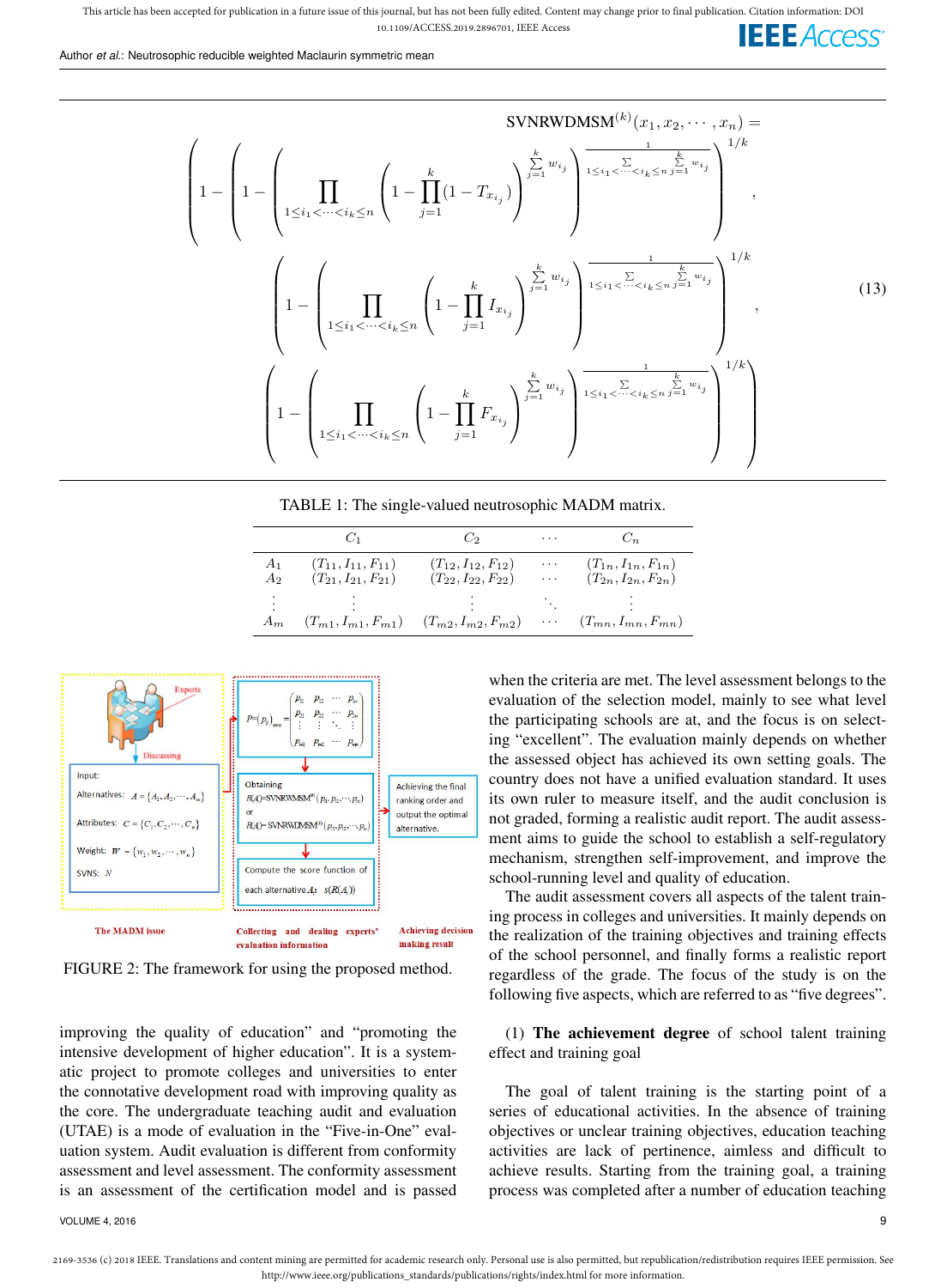$$\text{SVNRWDMSM}^{(k)}(x_1, x_2, \cdots, x_n) =$$

$$\left( \left(1 - \left(1 - \left(\prod_{1\le i_1<\cdots<i_k\le n}\left(1 - \prod_{j=1}^{k}(1-T_{x_{i_j}})\right)^{\sum_{j=1}^{k} w_{i_j}}\right)^{\frac{1}{\sum_{1\le i_1<\cdots<i_k\le n}\sum_{j=1}^{k} w_{i_j}}}\right)^{1/k}\right), \right.$$

$$\left(1 - \left(\prod_{1\le i_1<\cdots<i_k\le n}\left(1 - \prod_{j=1}^{k} I_{x_{i_j}}\right)^{\sum_{j=1}^{k} w_{i_j}}\right)^{\frac{1}{\sum_{1\le i_1<\cdots<i_k\le n}\sum_{j=1}^{k} w_{i_j}}}\right)^{1/k}, \tag{13}$$

$$\left. \left(1 - \left(\prod_{1\le i_1<\cdots<i_k\le n}\left(1 - \prod_{j=1}^{k} F_{x_{i_j}}\right)^{\sum_{j=1}^{k} w_{i_j}}\right)^{\frac{1}{\sum_{1\le i_1<\cdots<i_k\le n}\sum_{j=1}^{k} w_{i_j}}}\right)^{1/k} \right)$$

TABLE 1: The single-valued neutrosophic MADM matrix.

| | $C_1$ | $C_2$ | $\cdots$ | $C_n$ |
|---|---|---|---|---|
| $A_1$ | $(T_{11}, I_{11}, F_{11})$ | $(T_{12}, I_{12}, F_{12})$ | $\cdots$ | $(T_{1n}, I_{1n}, F_{1n})$ |
| $A_2$ | $(T_{21}, I_{21}, F_{21})$ | $(T_{22}, I_{22}, F_{22})$ | $\cdots$ | $(T_{2n}, I_{2n}, F_{2n})$ |
| $\vdots$ | $\vdots$ | $\vdots$ | $\ddots$ | $\vdots$ |
| $A_m$ | $(T_{m1}, I_{m1}, F_{m1})$ | $(T_{m2}, I_{m2}, F_{m2})$ | $\cdots$ | $(T_{mn}, I_{mn}, F_{mn})$ |

Experts

Discussing

Input:
Alternatives: $A = \{A_1, A_2, \cdots, A_m\}$
Attributes: $C = \{C_1, C_2, \cdots, C_n\}$
Weight: $W = \{w_1, w_2, \cdots, w_n\}$
SVNS: $N$

$P = (p_{ij})_{mn} = \begin{pmatrix} p_{11} & p_{12} & \cdots & p_{1n} \\ p_{21} & p_{22} & \cdots & p_{2n} \\ \vdots & \vdots & \ddots & \vdots \\ p_{m1} & p_{m2} & \cdots & p_{mn} \end{pmatrix}$

Obtaining
$R(A_i)$=SVNRWMSM$^{(k)}(p_{i1}, p_{i2}, \cdots, p_{in})$
or
$R(A_i)$= SVNRWDMSM$^{(k)}(p_{i1}, p_{i2}, \cdots, p_{in})$

Compute the score function of each alternative $A_i$: $s(R(A_i))$

Achieving the final ranking order and output the optimal alternative.

The MADM issue

Collecting and dealing experts' evaluation information

Achieving decision making result

FIGURE 2: The framework for using the proposed method.

improving the quality of education" and "promoting the intensive development of higher education". It is a systematic project to promote colleges and universities to enter the connotative development road with improving quality as the core. The undergraduate teaching audit and evaluation (UTAE) is a mode of evaluation in the "Five-in-One" evaluation system. Audit evaluation is different from conformity assessment and level assessment. The conformity assessment is an assessment of the certification model and is passed when the criteria are met. The level assessment belongs to the evaluation of the selection model, mainly to see what level the participating schools are at, and the focus is on selecting "excellent". The evaluation mainly depends on whether the assessed object has achieved its own setting goals. The country does not have a unified evaluation standard. It uses its own ruler to measure itself, and the audit conclusion is not graded, forming a realistic audit report. The audit assessment aims to guide the school to establish a self-regulatory mechanism, strengthen self-improvement, and improve the school-running level and quality of education.

The audit assessment covers all aspects of the talent training process in colleges and universities. It mainly depends on the realization of the training objectives and training effects of the school personnel, and finally forms a realistic report regardless of the grade. The focus of the study is on the following five aspects, which are referred to as "five degrees".

(1) **The achievement degree** of school talent training effect and training goal

The goal of talent training is the starting point of a series of educational activities. In the absence of training objectives or unclear training objectives, education teaching activities are lack of pertinence, aimless and difficult to achieve results. Starting from the training goal, a training process was completed after a number of education teaching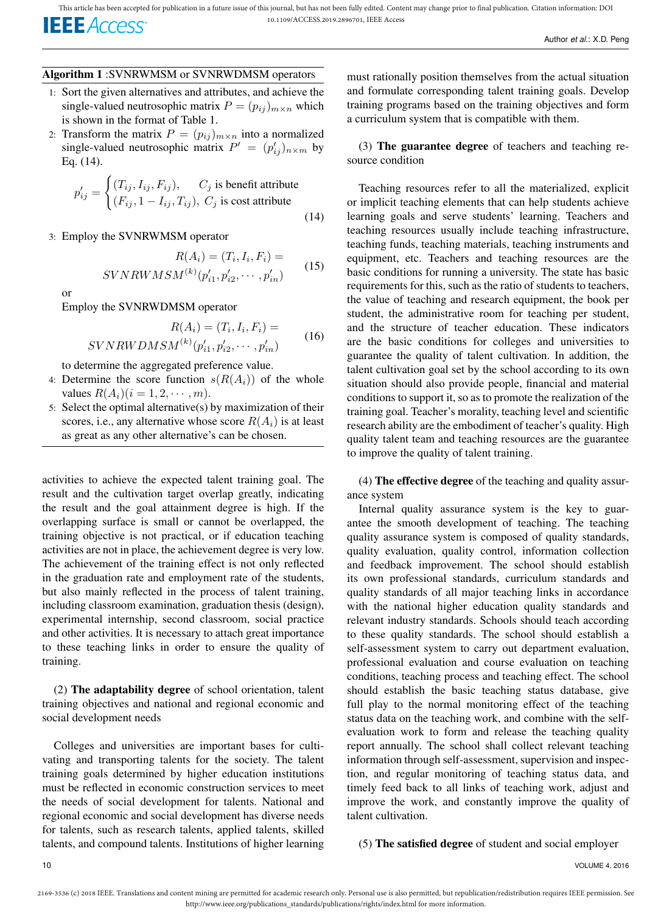**Algorithm 1** :SVNRWMSM or SVNRWDMSM operators

1: Sort the given alternatives and attributes, and achieve the single-valued neutrosophic matrix $P = (p_{ij})_{m\times n}$ which is shown in the format of Table 1.

2: Transform the matrix $P = (p_{ij})_{m\times n}$ into a normalized single-valued neutrosophic matrix $P' = (p'_{ij})_{n\times m}$ by Eq. (14).

$$p'_{ij} = \begin{cases} (T_{ij}, I_{ij}, F_{ij}), & C_j \text{ is benefit attribute} \\ (F_{ij}, 1 - I_{ij}, T_{ij}), & C_j \text{ is cost attribute} \end{cases} \tag{14}$$

3: Employ the SVNRWMSM operator

$$R(A_i) = (T_i, I_i, F_i) = SVNRWMSM^{(k)}(p'_{i1}, p'_{i2}, \cdots, p'_{in}) \tag{15}$$

or
Employ the SVNRWDMSM operator

$$R(A_i) = (T_i, I_i, F_i) = SVNRWDMSM^{(k)}(p'_{i1}, p'_{i2}, \cdots, p'_{in}) \tag{16}$$

to determine the aggregated preference value.

4: Determine the score function $s(R(A_i))$ of the whole values $R(A_i)(i = 1, 2, \cdots, m)$.

5: Select the optimal alternative(s) by maximization of their scores, i.e., any alternative whose score $R(A_i)$ is at least as great as any other alternative's can be chosen.

---

activities to achieve the expected talent training goal. The result and the cultivation target overlap greatly, indicating the result and the goal attainment degree is high. If the overlapping surface is small or cannot be overlapped, the training objective is not practical, or if education teaching activities are not in place, the achievement degree is very low. The achievement of the training effect is not only reflected in the graduation rate and employment rate of the students, but also mainly reflected in the process of talent training, including classroom examination, graduation thesis (design), experimental internship, second classroom, social practice and other activities. It is necessary to attach great importance to these teaching links in order to ensure the quality of training.

(2) **The adaptability degree** of school orientation, talent training objectives and national and regional economic and social development needs

Colleges and universities are important bases for cultivating and transporting talents for the society. The talent training goals determined by higher education institutions must be reflected in economic construction services to meet the needs of social development for talents. National and regional economic and social development has diverse needs for talents, such as research talents, applied talents, skilled talents, and compound talents. Institutions of higher learning must rationally position themselves from the actual situation and formulate corresponding talent training goals. Develop training programs based on the training objectives and form a curriculum system that is compatible with them.

(3) **The guarantee degree** of teachers and teaching resource condition

Teaching resources refer to all the materialized, explicit or implicit teaching elements that can help students achieve learning goals and serve students' learning. Teachers and teaching resources usually include teaching infrastructure, teaching funds, teaching materials, teaching instruments and equipment, etc. Teachers and teaching resources are the basic conditions for running a university. The state has basic requirements for this, such as the ratio of students to teachers, the value of teaching and research equipment, the book per student, the administrative room for teaching per student, and the structure of teacher education. These indicators are the basic conditions for colleges and universities to guarantee the quality of talent cultivation. In addition, the talent cultivation goal set by the school according to its own situation should also provide people, financial and material conditions to support it, so as to promote the realization of the training goal. Teacher's morality, teaching level and scientific research ability are the embodiment of teacher's quality. High quality talent team and teaching resources are the guarantee to improve the quality of talent training.

(4) **The effective degree** of the teaching and quality assurance system

Internal quality assurance system is the key to guarantee the smooth development of teaching. The teaching quality assurance system is composed of quality standards, quality evaluation, quality control, information collection and feedback improvement. The school should establish its own professional standards, curriculum standards and quality standards of all major teaching links in accordance with the national higher education quality standards and relevant industry standards. Schools should teach according to these quality standards. The school should establish a self-assessment system to carry out department evaluation, professional evaluation and course evaluation on teaching conditions, teaching process and teaching effect. The school should establish the basic teaching status database, give full play to the normal monitoring effect of the teaching status data on the teaching work, and combine with the self-evaluation work to form and release the teaching quality report annually. The school shall collect relevant teaching information through self-assessment, supervision and inspection, and regular monitoring of teaching status data, and timely feed back to all links of teaching work, adjust and improve the work, and constantly improve the quality of talent cultivation.

(5) **The satisfied degree** of student and social employer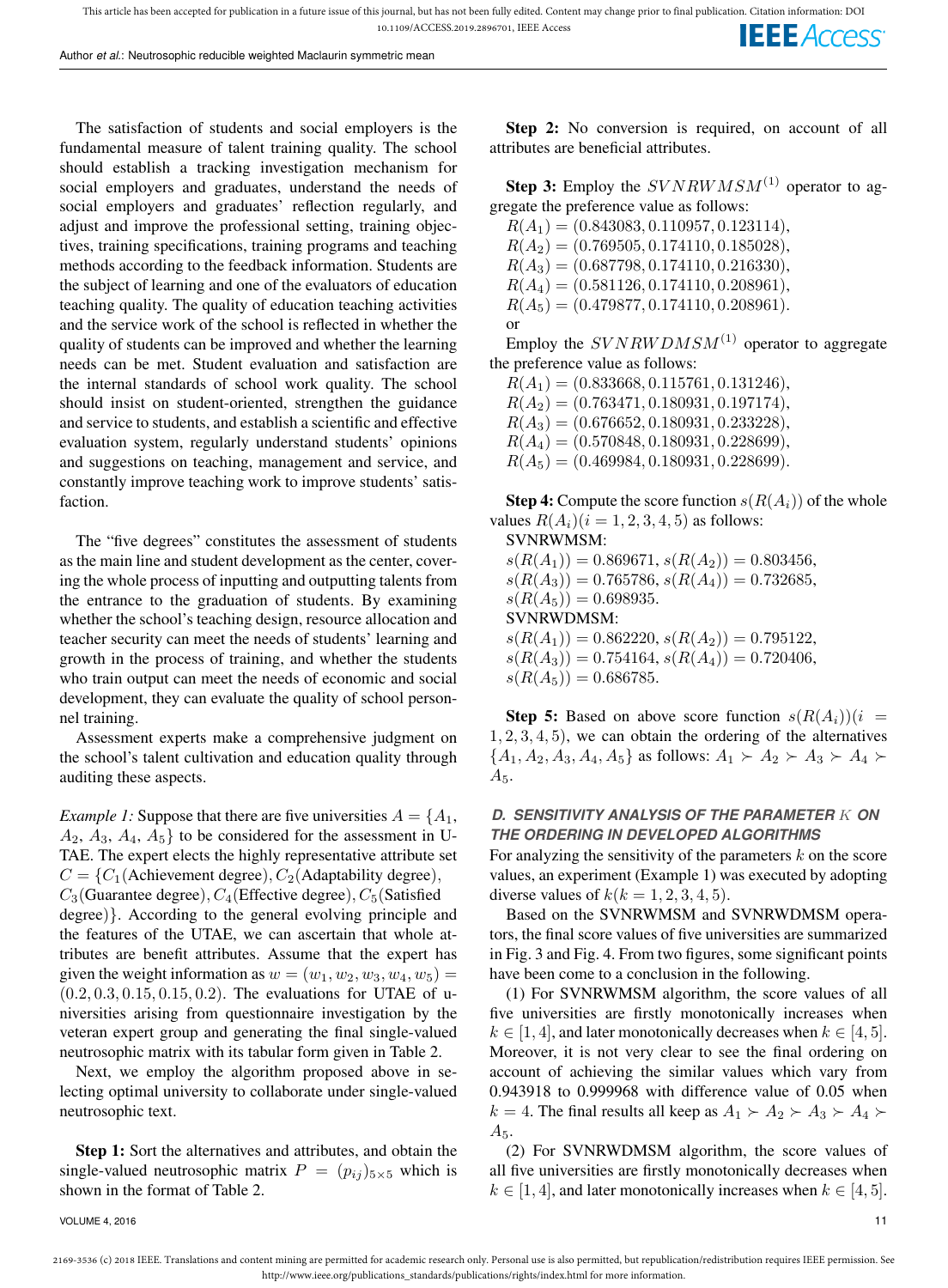The satisfaction of students and social employers is the fundamental measure of talent training quality. The school should establish a tracking investigation mechanism for social employers and graduates, understand the needs of social employers and graduates' reflection regularly, and adjust and improve the professional setting, training objectives, training specifications, training programs and teaching methods according to the feedback information. Students are the subject of learning and one of the evaluators of education teaching quality. The quality of education teaching activities and the service work of the school is reflected in whether the quality of students can be improved and whether the learning needs can be met. Student evaluation and satisfaction are the internal standards of school work quality. The school should insist on student-oriented, strengthen the guidance and service to students, and establish a scientific and effective evaluation system, regularly understand students' opinions and suggestions on teaching, management and service, and constantly improve teaching work to improve students' satisfaction.

The "five degrees" constitutes the assessment of students as the main line and student development as the center, covering the whole process of inputting and outputting talents from the entrance to the graduation of students. By examining whether the school's teaching design, resource allocation and teacher security can meet the needs of students' learning and growth in the process of training, and whether the students who train output can meet the needs of economic and social development, they can evaluate the quality of school personnel training.

Assessment experts make a comprehensive judgment on the school's talent cultivation and education quality through auditing these aspects.

*Example 1:* Suppose that there are five universities $A = \{A_1, A_2, A_3, A_4, A_5\}$ to be considered for the assessment in UTAE. The expert elects the highly representative attribute set $C = \{C_1(\text{Achievement degree}), C_2(\text{Adaptability degree}), C_3(\text{Guarantee degree}), C_4(\text{Effective degree}), C_5(\text{Satisfied degree})\}$. According to the general evolving principle and the features of the UTAE, we can ascertain that whole attributes are benefit attributes. Assume that the expert has given the weight information as $w = (w_1, w_2, w_3, w_4, w_5) = (0.2, 0.3, 0.15, 0.15, 0.2)$. The evaluations for UTAE of universities arising from questionnaire investigation by the veteran expert group and generating the final single-valued neutrosophic matrix with its tabular form given in Table 2.

Next, we employ the algorithm proposed above in selecting optimal university to collaborate under single-valued neutrosophic text.

**Step 1:** Sort the alternatives and attributes, and obtain the single-valued neutrosophic matrix $P = (p_{ij})_{5\times 5}$ which is shown in the format of Table 2.

**Step 2:** No conversion is required, on account of all attributes are beneficial attributes.

**Step 3:** Employ the $SVNRWMSM^{(1)}$ operator to aggregate the preference value as follows:

$R(A_1) = (0.843083, 0.110957, 0.123114)$,
$R(A_2) = (0.769505, 0.174110, 0.185028)$,
$R(A_3) = (0.687798, 0.174110, 0.216330)$,
$R(A_4) = (0.581126, 0.174110, 0.208961)$,
$R(A_5) = (0.479877, 0.174110, 0.208961)$.

or

Employ the $SVNRWDMSM^{(1)}$ operator to aggregate the preference value as follows:

$R(A_1) = (0.833668, 0.115761, 0.131246)$,
$R(A_2) = (0.763471, 0.180931, 0.197174)$,
$R(A_3) = (0.676652, 0.180931, 0.233228)$,
$R(A_4) = (0.570848, 0.180931, 0.228699)$,
$R(A_5) = (0.469984, 0.180931, 0.228699)$.

**Step 4:** Compute the score function $s(R(A_i))$ of the whole values $R(A_i)(i = 1, 2, 3, 4, 5)$ as follows:

SVNRWMSM:
$s(R(A_1)) = 0.869671$, $s(R(A_2)) = 0.803456$,
$s(R(A_3)) = 0.765786$, $s(R(A_4)) = 0.732685$,
$s(R(A_5)) = 0.698935$.

SVNRWDMSM:
$s(R(A_1)) = 0.862220$, $s(R(A_2)) = 0.795122$,
$s(R(A_3)) = 0.754164$, $s(R(A_4)) = 0.720406$,
$s(R(A_5)) = 0.686785$.

**Step 5:** Based on above score function $s(R(A_i))(i = 1, 2, 3, 4, 5)$, we can obtain the ordering of the alternatives $\{A_1, A_2, A_3, A_4, A_5\}$ as follows: $A_1 \succ A_2 \succ A_3 \succ A_4 \succ A_5$.

### D. SENSITIVITY ANALYSIS OF THE PARAMETER $K$ ON THE ORDERING IN DEVELOPED ALGORITHMS

For analyzing the sensitivity of the parameters $k$ on the score values, an experiment (Example 1) was executed by adopting diverse values of $k(k = 1, 2, 3, 4, 5)$.

Based on the SVNRWMSM and SVNRWDMSM operators, the final score values of five universities are summarized in Fig. 3 and Fig. 4. From two figures, some significant points have been come to a conclusion in the following.

(1) For SVNRWMSM algorithm, the score values of all five universities are firstly monotonically increases when $k \in [1, 4]$, and later monotonically decreases when $k \in [4, 5]$. Moreover, it is not very clear to see the final ordering on account of achieving the similar values which vary from 0.943918 to 0.999968 with difference value of 0.05 when $k = 4$. The final results all keep as $A_1 \succ A_2 \succ A_3 \succ A_4 \succ A_5$.

(2) For SVNRWDMSM algorithm, the score values of all five universities are firstly monotonically decreases when $k \in [1, 4]$, and later monotonically increases when $k \in [4, 5]$.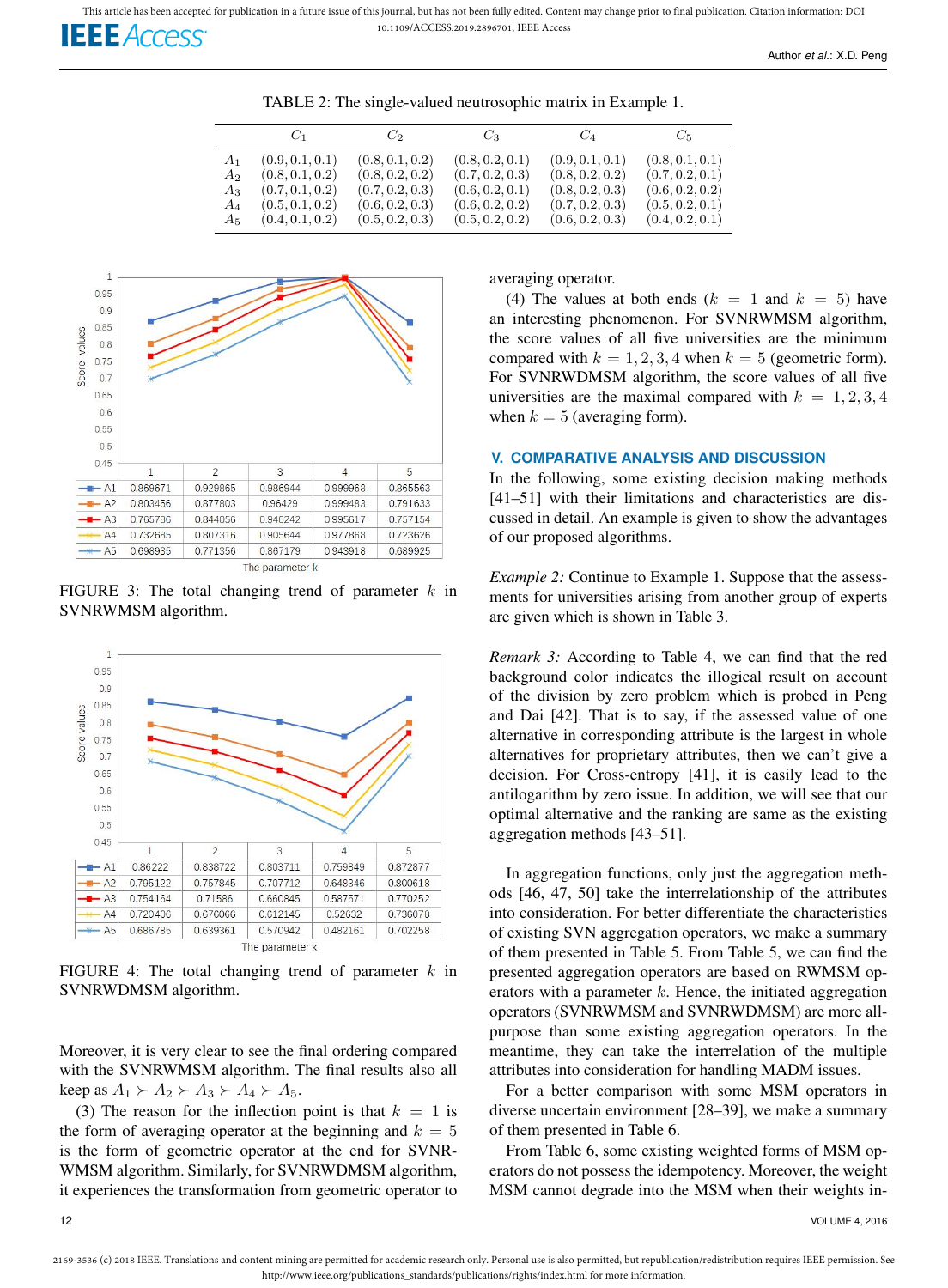TABLE 2: The single-valued neutrosophic matrix in Example 1.

| | $C_1$ | $C_2$ | $C_3$ | $C_4$ | $C_5$ |
|---|---|---|---|---|---|
| $A_1$ | $(0.9, 0.1, 0.1)$ | $(0.8, 0.1, 0.2)$ | $(0.8, 0.2, 0.1)$ | $(0.9, 0.1, 0.1)$ | $(0.8, 0.1, 0.1)$ |
| $A_2$ | $(0.8, 0.1, 0.2)$ | $(0.8, 0.2, 0.2)$ | $(0.7, 0.2, 0.3)$ | $(0.8, 0.2, 0.2)$ | $(0.7, 0.2, 0.1)$ |
| $A_3$ | $(0.7, 0.1, 0.2)$ | $(0.7, 0.2, 0.3)$ | $(0.6, 0.2, 0.1)$ | $(0.8, 0.2, 0.3)$ | $(0.6, 0.2, 0.2)$ |
| $A_4$ | $(0.5, 0.1, 0.2)$ | $(0.6, 0.2, 0.3)$ | $(0.6, 0.2, 0.2)$ | $(0.7, 0.2, 0.3)$ | $(0.5, 0.2, 0.1)$ |
| $A_5$ | $(0.4, 0.1, 0.2)$ | $(0.5, 0.2, 0.3)$ | $(0.5, 0.2, 0.2)$ | $(0.6, 0.2, 0.3)$ | $(0.4, 0.2, 0.1)$ |

| The parameter k | 1 | 2 | 3 | 4 | 5 |
|---|---|---|---|---|---|
| A1 | 0.869671 | 0.929865 | 0.986944 | 0.999968 | 0.865563 |
| A2 | 0.803456 | 0.877803 | 0.96429 | 0.999483 | 0.791633 |
| A3 | 0.765786 | 0.844056 | 0.940242 | 0.995617 | 0.757154 |
| A4 | 0.732685 | 0.807316 | 0.905644 | 0.977868 | 0.723626 |
| A5 | 0.698935 | 0.771356 | 0.867179 | 0.943918 | 0.689925 |

FIGURE 3: The total changing trend of parameter $k$ in SVNRWMSM algorithm.

| The parameter k | 1 | 2 | 3 | 4 | 5 |
|---|---|---|---|---|---|
| A1 | 0.86222 | 0.838722 | 0.803711 | 0.759849 | 0.872877 |
| A2 | 0.795122 | 0.757845 | 0.707712 | 0.648346 | 0.800618 |
| A3 | 0.754164 | 0.71586 | 0.660845 | 0.587571 | 0.770252 |
| A4 | 0.720406 | 0.676066 | 0.612145 | 0.52632 | 0.736078 |
| A5 | 0.686785 | 0.639361 | 0.570942 | 0.482161 | 0.702258 |

FIGURE 4: The total changing trend of parameter $k$ in SVNRWDMSM algorithm.

Moreover, it is very clear to see the final ordering compared with the SVNRWMSM algorithm. The final results also all keep as $A_1 \succ A_2 \succ A_3 \succ A_4 \succ A_5$.

(3) The reason for the inflection point is that $k = 1$ is the form of averaging operator at the beginning and $k = 5$ is the form of geometric operator at the end for SVNRWMSM algorithm. Similarly, for SVNRWDMSM algorithm, it experiences the transformation from geometric operator to averaging operator.

(4) The values at both ends ($k = 1$ and $k = 5$) have an interesting phenomenon. For SVNRWMSM algorithm, the score values of all five universities are the minimum compared with $k = 1, 2, 3, 4$ when $k = 5$ (geometric form). For SVNRWDMSM algorithm, the score values of all five universities are the maximal compared with $k = 1, 2, 3, 4$ when $k = 5$ (averaging form).

## V. COMPARATIVE ANALYSIS AND DISCUSSION

In the following, some existing decision making methods [41–51] with their limitations and characteristics are discussed in detail. An example is given to show the advantages of our proposed algorithms.

*Example 2:* Continue to Example 1. Suppose that the assessments for universities arising from another group of experts are given which is shown in Table 3.

*Remark 3:* According to Table 4, we can find that the red background color indicates the illogical result on account of the division by zero problem which is probed in Peng and Dai [42]. That is to say, if the assessed value of one alternative in corresponding attribute is the largest in whole alternatives for proprietary attributes, then we can't give a decision. For Cross-entropy [41], it is easily lead to the antilogarithm by zero issue. In addition, we will see that our optimal alternative and the ranking are same as the existing aggregation methods [43–51].

In aggregation functions, only just the aggregation methods [46, 47, 50] take the interrelationship of the attributes into consideration. For better differentiate the characteristics of existing SVN aggregation operators, we make a summary of them presented in Table 5. From Table 5, we can find the presented aggregation operators are based on RWMSM operators with a parameter $k$. Hence, the initiated aggregation operators (SVNRWMSM and SVNRWDMSM) are more all-purpose than some existing aggregation operators. In the meantime, they can take the interrelation of the multiple attributes into consideration for handling MADM issues.

For a better comparison with some MSM operators in diverse uncertain environment [28–39], we make a summary of them presented in Table 6.

From Table 6, some existing weighted forms of MSM operators do not possess the idempotency. Moreover, the weight MSM cannot degrade into the MSM when their weights in-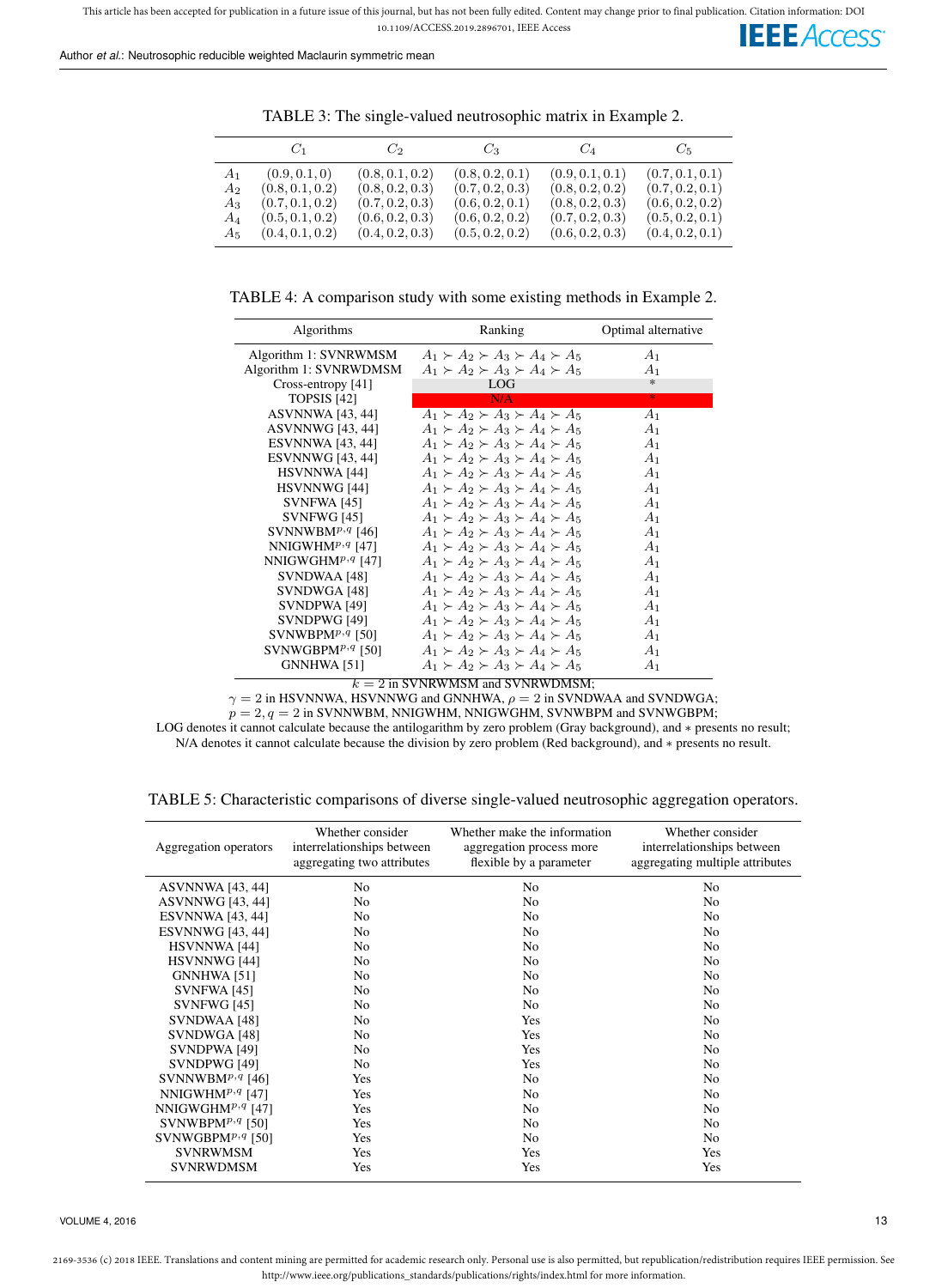TABLE 3: The single-valued neutrosophic matrix in Example 2.

| | $C_1$ | $C_2$ | $C_3$ | $C_4$ | $C_5$ |
|---|---|---|---|---|---|
| $A_1$ | $(0.9, 0.1, 0)$ | $(0.8, 0.1, 0.2)$ | $(0.8, 0.2, 0.1)$ | $(0.9, 0.1, 0.1)$ | $(0.7, 0.1, 0.1)$ |
| $A_2$ | $(0.8, 0.1, 0.2)$ | $(0.8, 0.2, 0.3)$ | $(0.7, 0.2, 0.3)$ | $(0.8, 0.2, 0.2)$ | $(0.7, 0.2, 0.1)$ |
| $A_3$ | $(0.7, 0.1, 0.2)$ | $(0.7, 0.2, 0.3)$ | $(0.6, 0.2, 0.1)$ | $(0.8, 0.2, 0.3)$ | $(0.6, 0.2, 0.2)$ |
| $A_4$ | $(0.5, 0.1, 0.2)$ | $(0.6, 0.2, 0.3)$ | $(0.6, 0.2, 0.2)$ | $(0.7, 0.2, 0.3)$ | $(0.5, 0.2, 0.1)$ |
| $A_5$ | $(0.4, 0.1, 0.2)$ | $(0.4, 0.2, 0.3)$ | $(0.5, 0.2, 0.2)$ | $(0.6, 0.2, 0.3)$ | $(0.4, 0.2, 0.1)$ |

TABLE 4: A comparison study with some existing methods in Example 2.

| Algorithms | Ranking | Optimal alternative |
|---|---|---|
| Algorithm 1: SVNRWMSM | $A_1 \succ A_2 \succ A_3 \succ A_4 \succ A_5$ | $A_1$ |
| Algorithm 1: SVNRWDMSM | $A_1 \succ A_2 \succ A_3 \succ A_4 \succ A_5$ | $A_1$ |
| Cross-entropy [41] | LOG | * |
| TOPSIS [42] | N/A | * |
| ASVNNWA [43, 44] | $A_1 \succ A_2 \succ A_3 \succ A_4 \succ A_5$ | $A_1$ |
| ASVNNWG [43, 44] | $A_1 \succ A_2 \succ A_3 \succ A_4 \succ A_5$ | $A_1$ |
| ESVNNWA [43, 44] | $A_1 \succ A_2 \succ A_3 \succ A_4 \succ A_5$ | $A_1$ |
| ESVNNWG [43, 44] | $A_1 \succ A_2 \succ A_3 \succ A_4 \succ A_5$ | $A_1$ |
| HSVNNWA [44] | $A_1 \succ A_2 \succ A_3 \succ A_4 \succ A_5$ | $A_1$ |
| HSVNNWG [44] | $A_1 \succ A_2 \succ A_3 \succ A_4 \succ A_5$ | $A_1$ |
| SVNFWA [45] | $A_1 \succ A_2 \succ A_3 \succ A_4 \succ A_5$ | $A_1$ |
| SVNFWG [45] | $A_1 \succ A_2 \succ A_3 \succ A_4 \succ A_5$ | $A_1$ |
| SVNNWBM$^{p,q}$ [46] | $A_1 \succ A_2 \succ A_3 \succ A_4 \succ A_5$ | $A_1$ |
| NNIGWHM$^{p,q}$ [47] | $A_1 \succ A_2 \succ A_3 \succ A_4 \succ A_5$ | $A_1$ |
| NNIGWGHM$^{p,q}$ [47] | $A_1 \succ A_2 \succ A_3 \succ A_4 \succ A_5$ | $A_1$ |
| SVNDWAA [48] | $A_1 \succ A_2 \succ A_3 \succ A_4 \succ A_5$ | $A_1$ |
| SVNDWGA [48] | $A_1 \succ A_2 \succ A_3 \succ A_4 \succ A_5$ | $A_1$ |
| SVNDPWA [49] | $A_1 \succ A_2 \succ A_3 \succ A_4 \succ A_5$ | $A_1$ |
| SVNDPWG [49] | $A_1 \succ A_2 \succ A_3 \succ A_4 \succ A_5$ | $A_1$ |
| SVNWBPM$^{p,q}$ [50] | $A_1 \succ A_2 \succ A_3 \succ A_4 \succ A_5$ | $A_1$ |
| SVNWGBPM$^{p,q}$ [50] | $A_1 \succ A_2 \succ A_3 \succ A_4 \succ A_5$ | $A_1$ |
| GNNHWA [51] | $A_1 \succ A_2 \succ A_3 \succ A_4 \succ A_5$ | $A_1$ |

$k = 2$ in SVNRWMSM and SVNRWDMSM;
$\gamma = 2$ in HSVNNWA, HSVNNWG and GNNHWA, $\rho = 2$ in SVNDWAA and SVNDWGA;
$p = 2, q = 2$ in SVNNWBM, NNIGWHM, NNIGWGHM, SVNWBPM and SVNWGBPM;
LOG denotes it cannot calculate because the antilogarithm by zero problem (Gray background), and * presents no result;
N/A denotes it cannot calculate because the division by zero problem (Red background), and * presents no result.

TABLE 5: Characteristic comparisons of diverse single-valued neutrosophic aggregation operators.

| Aggregation operators | Whether consider interrelationships between aggregating two attributes | Whether make the information aggregation process more flexible by a parameter | Whether consider interrelationships between aggregating multiple attributes |
|---|---|---|---|
| ASVNNWA [43, 44] | No | No | No |
| ASVNNWG [43, 44] | No | No | No |
| ESVNNWA [43, 44] | No | No | No |
| ESVNNWG [43, 44] | No | No | No |
| HSVNNWA [44] | No | No | No |
| HSVNNWG [44] | No | No | No |
| GNNHWA [51] | No | No | No |
| SVNFWA [45] | No | No | No |
| SVNFWG [45] | No | No | No |
| SVNDWAA [48] | No | Yes | No |
| SVNDWGA [48] | No | Yes | No |
| SVNDPWA [49] | No | Yes | No |
| SVNDPWG [49] | No | Yes | No |
| SVNNWBM$^{p,q}$ [46] | Yes | No | No |
| NNIGWHM$^{p,q}$ [47] | Yes | No | No |
| NNIGWGHM$^{p,q}$ [47] | Yes | No | No |
| SVNWBPM$^{p,q}$ [50] | Yes | No | No |
| SVNWGBPM$^{p,q}$ [50] | Yes | No | No |
| SVNRWMSM | Yes | Yes | Yes |
| SVNRWDMSM | Yes | Yes | Yes |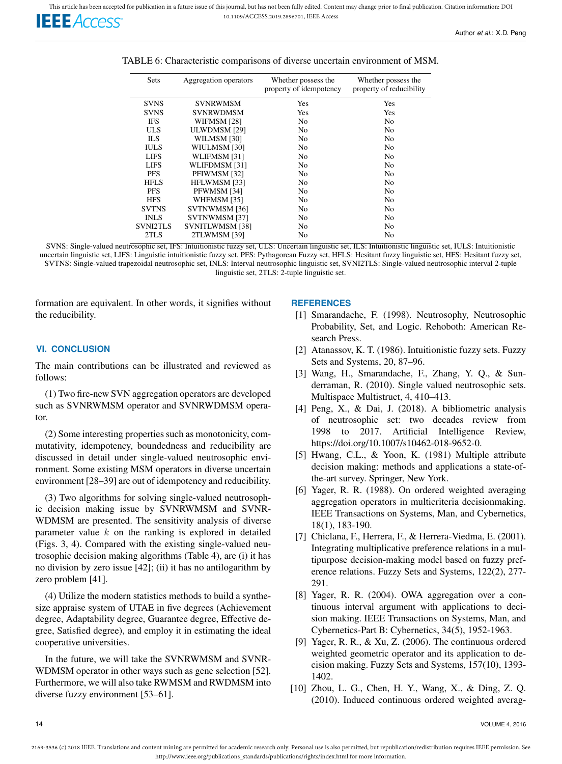TABLE 6: Characteristic comparisons of diverse uncertain environment of MSM.

| Sets | Aggregation operators | Whether possess the property of idempotency | Whether possess the property of reducibility |
|---|---|---|---|
| SVNS | SVNRWMSM | Yes | Yes |
| SVNS | SVNRWDMSM | Yes | Yes |
| IFS | WIFMSM [28] | No | No |
| ULS | ULWDMSM [29] | No | No |
| ILS | WILMSM [30] | No | No |
| IULS | WIULMSM [30] | No | No |
| LIFS | WLIFMSM [31] | No | No |
| LIFS | WLIFDMSM [31] | No | No |
| PFS | PFIWMSM [32] | No | No |
| HFLS | HFLWMSM [33] | No | No |
| PFS | PFWMSM [34] | No | No |
| HFS | WHFMSM [35] | No | No |
| SVTNS | SVTNWMSM [36] | No | No |
| INLS | SVTNWMSM [37] | No | No |
| SVNI2TLS | SVNITLWMSM [38] | No | No |
| 2TLS | 2TLWMSM [39] | No | No |

SVNS: Single-valued neutrosophic set, IFS: Intuitionistic fuzzy set, ULS: Uncertain linguistic set, ILS: Intuitionistic linguistic set, IULS: Intuitionistic uncertain linguistic set, LIFS: Linguistic intuitionistic fuzzy set, PFS: Pythagorean Fuzzy set, HFLS: Hesitant fuzzy linguistic set, HFS: Hesitant fuzzy set, SVTNS: Single-valued trapezoidal neutrosophic set, INLS: Interval neutrosophic linguistic set, SVNI2TLS: Single-valued neutrosophic interval 2-tuple linguistic set, 2TLS: 2-tuple linguistic set.

formation are equivalent. In other words, it signifies without the reducibility.

## VI. CONCLUSION

The main contributions can be illustrated and reviewed as follows:

(1) Two fire-new SVN aggregation operators are developed such as SVNRWMSM operator and SVNRWDMSM operator.

(2) Some interesting properties such as monotonicity, commutativity, idempotency, boundedness and reducibility are discussed in detail under single-valued neutrosophic environment. Some existing MSM operators in diverse uncertain environment [28–39] are out of idempotency and reducibility.

(3) Two algorithms for solving single-valued neutrosophic decision making issue by SVNRWMSM and SVNRWDMSM are presented. The sensitivity analysis of diverse parameter value $k$ on the ranking is explored in detailed (Figs. 3, 4). Compared with the existing single-valued neutrosophic decision making algorithms (Table 4), are (i) it has no division by zero issue [42]; (ii) it has no antilogarithm by zero problem [41].

(4) Utilize the modern statistics methods to build a synthesize appraise system of UTAE in five degrees (Achievement degree, Adaptability degree, Guarantee degree, Effective degree, Satisfied degree), and employ it in estimating the ideal cooperative universities.

In the future, we will take the SVNRWMSM and SVNRWDMSM operator in other ways such as gene selection [52]. Furthermore, we will also take RWMSM and RWDMSM into diverse fuzzy environment [53–61].

## REFERENCES

[1] Smarandache, F. (1998). Neutrosophy, Neutrosophic Probability, Set, and Logic. Rehoboth: American Research Press.

[2] Atanassov, K. T. (1986). Intuitionistic fuzzy sets. Fuzzy Sets and Systems, 20, 87–96.

[3] Wang, H., Smarandache, F., Zhang, Y. Q., & Sunderraman, R. (2010). Single valued neutrosophic sets. Multispace Multistruct, 4, 410–413.

[4] Peng, X., & Dai, J. (2018). A bibliometric analysis of neutrosophic set: two decades review from 1998 to 2017. Artificial Intelligence Review, https://doi.org/10.1007/s10462-018-9652-0.

[5] Hwang, C.L., & Yoon, K. (1981) Multiple attribute decision making: methods and applications a state-of-the-art survey. Springer, New York.

[6] Yager, R. R. (1988). On ordered weighted averaging aggregation operators in multicriteria decisionmaking. IEEE Transactions on Systems, Man, and Cybernetics, 18(1), 183-190.

[7] Chiclana, F., Herrera, F., & Herrera-Viedma, E. (2001). Integrating multiplicative preference relations in a multipurpose decision-making model based on fuzzy preference relations. Fuzzy Sets and Systems, 122(2), 277-291.

[8] Yager, R. R. (2004). OWA aggregation over a continuous interval argument with applications to decision making. IEEE Transactions on Systems, Man, and Cybernetics-Part B: Cybernetics, 34(5), 1952-1963.

[9] Yager, R. R., & Xu, Z. (2006). The continuous ordered weighted geometric operator and its application to decision making. Fuzzy Sets and Systems, 157(10), 1393-1402.

[10] Zhou, L. G., Chen, H. Y., Wang, X., & Ding, Z. Q. (2010). Induced continuous ordered weighted averag-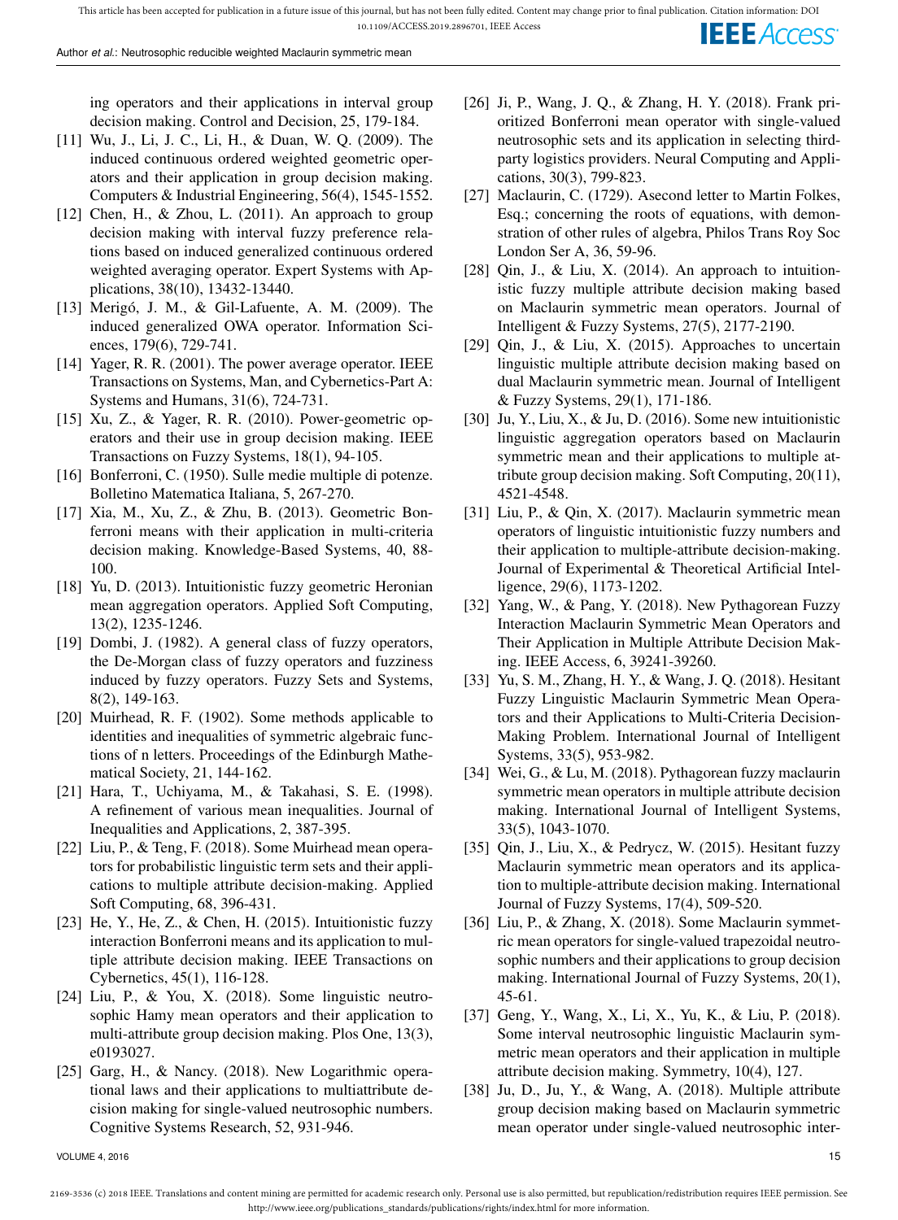ing operators and their applications in interval group decision making. Control and Decision, 25, 179-184.

[11] Wu, J., Li, J. C., Li, H., & Duan, W. Q. (2009). The induced continuous ordered weighted geometric operators and their application in group decision making. Computers & Industrial Engineering, 56(4), 1545-1552.

[12] Chen, H., & Zhou, L. (2011). An approach to group decision making with interval fuzzy preference relations based on induced generalized continuous ordered weighted averaging operator. Expert Systems with Applications, 38(10), 13432-13440.

[13] Merigó, J. M., & Gil-Lafuente, A. M. (2009). The induced generalized OWA operator. Information Sciences, 179(6), 729-741.

[14] Yager, R. R. (2001). The power average operator. IEEE Transactions on Systems, Man, and Cybernetics-Part A: Systems and Humans, 31(6), 724-731.

[15] Xu, Z., & Yager, R. R. (2010). Power-geometric operators and their use in group decision making. IEEE Transactions on Fuzzy Systems, 18(1), 94-105.

[16] Bonferroni, C. (1950). Sulle medie multiple di potenze. Bolletino Matematica Italiana, 5, 267-270.

[17] Xia, M., Xu, Z., & Zhu, B. (2013). Geometric Bonferroni means with their application in multi-criteria decision making. Knowledge-Based Systems, 40, 88-100.

[18] Yu, D. (2013). Intuitionistic fuzzy geometric Heronian mean aggregation operators. Applied Soft Computing, 13(2), 1235-1246.

[19] Dombi, J. (1982). A general class of fuzzy operators, the De-Morgan class of fuzzy operators and fuzziness induced by fuzzy operators. Fuzzy Sets and Systems, 8(2), 149-163.

[20] Muirhead, R. F. (1902). Some methods applicable to identities and inequalities of symmetric algebraic functions of n letters. Proceedings of the Edinburgh Mathematical Society, 21, 144-162.

[21] Hara, T., Uchiyama, M., & Takahasi, S. E. (1998). A refinement of various mean inequalities. Journal of Inequalities and Applications, 2, 387-395.

[22] Liu, P., & Teng, F. (2018). Some Muirhead mean operators for probabilistic linguistic term sets and their applications to multiple attribute decision-making. Applied Soft Computing, 68, 396-431.

[23] He, Y., He, Z., & Chen, H. (2015). Intuitionistic fuzzy interaction Bonferroni means and its application to multiple attribute decision making. IEEE Transactions on Cybernetics, 45(1), 116-128.

[24] Liu, P., & You, X. (2018). Some linguistic neutrosophic Hamy mean operators and their application to multi-attribute group decision making. Plos One, 13(3), e0193027.

[25] Garg, H., & Nancy. (2018). New Logarithmic operational laws and their applications to multiattribute decision making for single-valued neutrosophic numbers. Cognitive Systems Research, 52, 931-946.

[26] Ji, P., Wang, J. Q., & Zhang, H. Y. (2018). Frank prioritized Bonferroni mean operator with single-valued neutrosophic sets and its application in selecting third-party logistics providers. Neural Computing and Applications, 30(3), 799-823.

[27] Maclaurin, C. (1729). Asecond letter to Martin Folkes, Esq.; concerning the roots of equations, with demonstration of other rules of algebra, Philos Trans Roy Soc London Ser A, 36, 59-96.

[28] Qin, J., & Liu, X. (2014). An approach to intuitionistic fuzzy multiple attribute decision making based on Maclaurin symmetric mean operators. Journal of Intelligent & Fuzzy Systems, 27(5), 2177-2190.

[29] Qin, J., & Liu, X. (2015). Approaches to uncertain linguistic multiple attribute decision making based on dual Maclaurin symmetric mean. Journal of Intelligent & Fuzzy Systems, 29(1), 171-186.

[30] Ju, Y., Liu, X., & Ju, D. (2016). Some new intuitionistic linguistic aggregation operators based on Maclaurin symmetric mean and their applications to multiple attribute group decision making. Soft Computing, 20(11), 4521-4548.

[31] Liu, P., & Qin, X. (2017). Maclaurin symmetric mean operators of linguistic intuitionistic fuzzy numbers and their application to multiple-attribute decision-making. Journal of Experimental & Theoretical Artificial Intelligence, 29(6), 1173-1202.

[32] Yang, W., & Pang, Y. (2018). New Pythagorean Fuzzy Interaction Maclaurin Symmetric Mean Operators and Their Application in Multiple Attribute Decision Making. IEEE Access, 6, 39241-39260.

[33] Yu, S. M., Zhang, H. Y., & Wang, J. Q. (2018). Hesitant Fuzzy Linguistic Maclaurin Symmetric Mean Operators and their Applications to Multi-Criteria Decision-Making Problem. International Journal of Intelligent Systems, 33(5), 953-982.

[34] Wei, G., & Lu, M. (2018). Pythagorean fuzzy maclaurin symmetric mean operators in multiple attribute decision making. International Journal of Intelligent Systems, 33(5), 1043-1070.

[35] Qin, J., Liu, X., & Pedrycz, W. (2015). Hesitant fuzzy Maclaurin symmetric mean operators and its application to multiple-attribute decision making. International Journal of Fuzzy Systems, 17(4), 509-520.

[36] Liu, P., & Zhang, X. (2018). Some Maclaurin symmetric mean operators for single-valued trapezoidal neutrosophic numbers and their applications to group decision making. International Journal of Fuzzy Systems, 20(1), 45-61.

[37] Geng, Y., Wang, X., Li, X., Yu, K., & Liu, P. (2018). Some interval neutrosophic linguistic Maclaurin symmetric mean operators and their application in multiple attribute decision making. Symmetry, 10(4), 127.

[38] Ju, D., Ju, Y., & Wang, A. (2018). Multiple attribute group decision making based on Maclaurin symmetric mean operator under single-valued neutrosophic inter-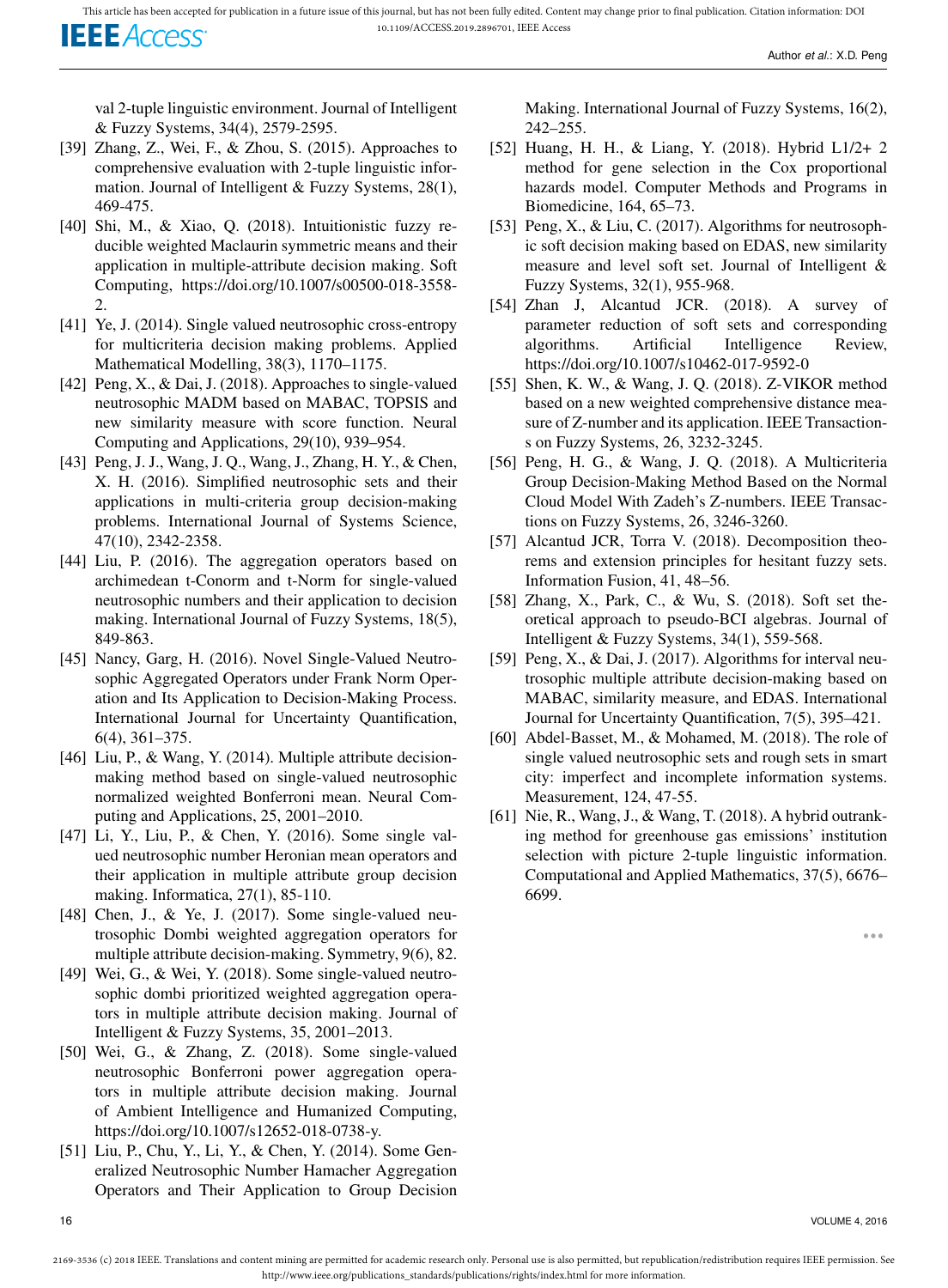val 2-tuple linguistic environment. Journal of Intelligent & Fuzzy Systems, 34(4), 2579-2595.

[39] Zhang, Z., Wei, F., & Zhou, S. (2015). Approaches to comprehensive evaluation with 2-tuple linguistic information. Journal of Intelligent & Fuzzy Systems, 28(1), 469-475.

[40] Shi, M., & Xiao, Q. (2018). Intuitionistic fuzzy reducible weighted Maclaurin symmetric means and their application in multiple-attribute decision making. Soft Computing, https://doi.org/10.1007/s00500-018-3558-2.

[41] Ye, J. (2014). Single valued neutrosophic cross-entropy for multicriteria decision making problems. Applied Mathematical Modelling, 38(3), 1170–1175.

[42] Peng, X., & Dai, J. (2018). Approaches to single-valued neutrosophic MADM based on MABAC, TOPSIS and new similarity measure with score function. Neural Computing and Applications, 29(10), 939–954.

[43] Peng, J. J., Wang, J. Q., Wang, J., Zhang, H. Y., & Chen, X. H. (2016). Simplified neutrosophic sets and their applications in multi-criteria group decision-making problems. International Journal of Systems Science, 47(10), 2342-2358.

[44] Liu, P. (2016). The aggregation operators based on archimedean t-Conorm and t-Norm for single-valued neutrosophic numbers and their application to decision making. International Journal of Fuzzy Systems, 18(5), 849-863.

[45] Nancy, Garg, H. (2016). Novel Single-Valued Neutrosophic Aggregated Operators under Frank Norm Operation and Its Application to Decision-Making Process. International Journal for Uncertainty Quantification, 6(4), 361–375.

[46] Liu, P., & Wang, Y. (2014). Multiple attribute decision-making method based on single-valued neutrosophic normalized weighted Bonferroni mean. Neural Computing and Applications, 25, 2001–2010.

[47] Li, Y., Liu, P., & Chen, Y. (2016). Some single valued neutrosophic number Heronian mean operators and their application in multiple attribute group decision making. Informatica, 27(1), 85-110.

[48] Chen, J., & Ye, J. (2017). Some single-valued neutrosophic Dombi weighted aggregation operators for multiple attribute decision-making. Symmetry, 9(6), 82.

[49] Wei, G., & Wei, Y. (2018). Some single-valued neutrosophic dombi prioritized weighted aggregation operators in multiple attribute decision making. Journal of Intelligent & Fuzzy Systems, 35, 2001–2013.

[50] Wei, G., & Zhang, Z. (2018). Some single-valued neutrosophic Bonferroni power aggregation operators in multiple attribute decision making. Journal of Ambient Intelligence and Humanized Computing, https://doi.org/10.1007/s12652-018-0738-y.

[51] Liu, P., Chu, Y., Li, Y., & Chen, Y. (2014). Some Generalized Neutrosophic Number Hamacher Aggregation Operators and Their Application to Group Decision Making. International Journal of Fuzzy Systems, 16(2), 242–255.

[52] Huang, H. H., & Liang, Y. (2018). Hybrid L1/2+ 2 method for gene selection in the Cox proportional hazards model. Computer Methods and Programs in Biomedicine, 164, 65–73.

[53] Peng, X., & Liu, C. (2017). Algorithms for neutrosophic soft decision making based on EDAS, new similarity measure and level soft set. Journal of Intelligent & Fuzzy Systems, 32(1), 955-968.

[54] Zhan J, Alcantud JCR. (2018). A survey of parameter reduction of soft sets and corresponding algorithms. Artificial Intelligence Review, https://doi.org/10.1007/s10462-017-9592-0

[55] Shen, K. W., & Wang, J. Q. (2018). Z-VIKOR method based on a new weighted comprehensive distance measure of Z-number and its application. IEEE Transactions on Fuzzy Systems, 26, 3232-3245.

[56] Peng, H. G., & Wang, J. Q. (2018). A Multicriteria Group Decision-Making Method Based on the Normal Cloud Model With Zadeh's Z-numbers. IEEE Transactions on Fuzzy Systems, 26, 3246-3260.

[57] Alcantud JCR, Torra V. (2018). Decomposition theorems and extension principles for hesitant fuzzy sets. Information Fusion, 41, 48–56.

[58] Zhang, X., Park, C., & Wu, S. (2018). Soft set theoretical approach to pseudo-BCI algebras. Journal of Intelligent & Fuzzy Systems, 34(1), 559-568.

[59] Peng, X., & Dai, J. (2017). Algorithms for interval neutrosophic multiple attribute decision-making based on MABAC, similarity measure, and EDAS. International Journal for Uncertainty Quantification, 7(5), 395–421.

[60] Abdel-Basset, M., & Mohamed, M. (2018). The role of single valued neutrosophic sets and rough sets in smart city: imperfect and incomplete information systems. Measurement, 124, 47-55.

[61] Nie, R., Wang, J., & Wang, T. (2018). A hybrid outranking method for greenhouse gas emissions' institution selection with picture 2-tuple linguistic information. Computational and Applied Mathematics, 37(5), 6676–6699.